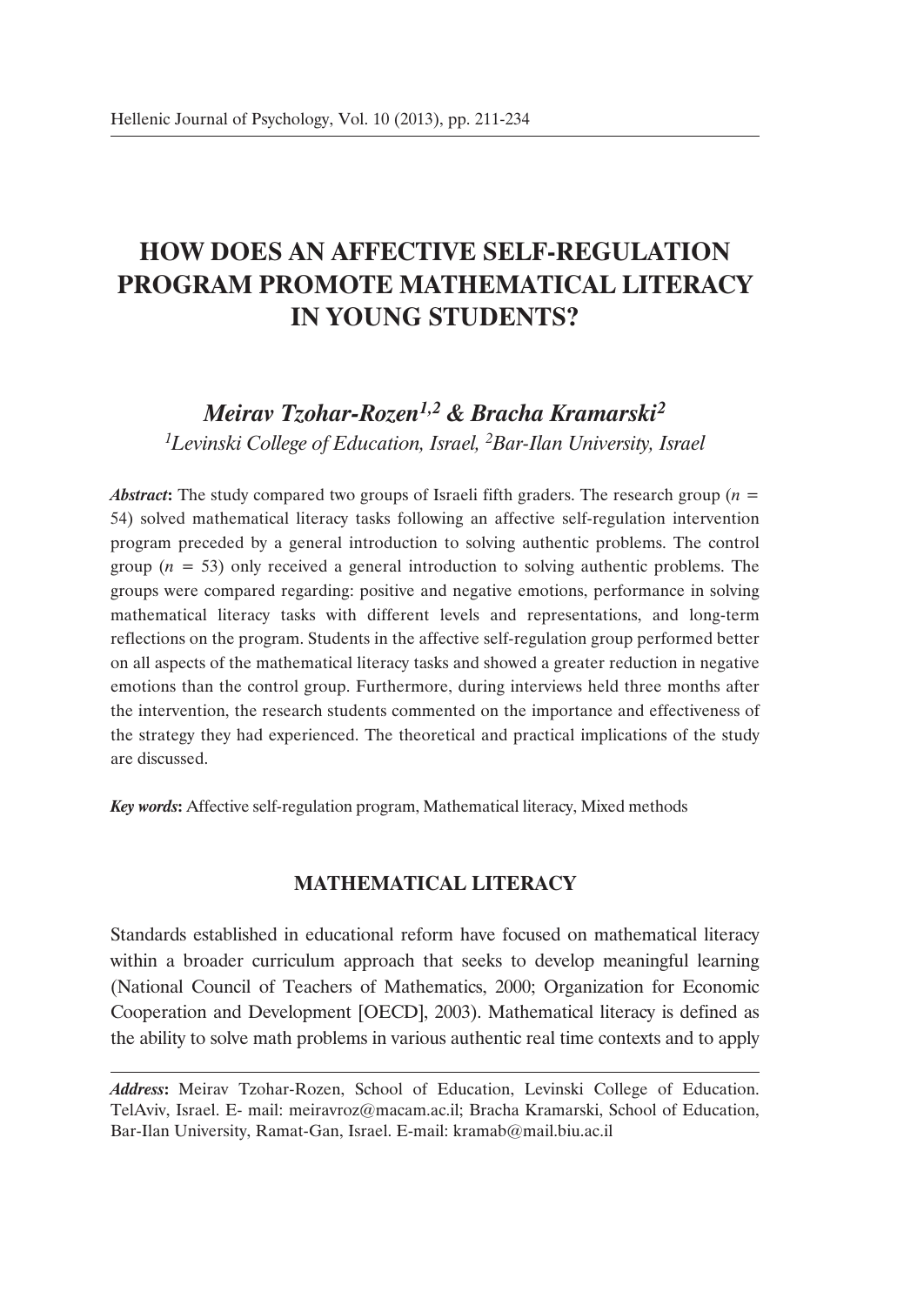# HOW DOES AN AFFECTIVE SELF-REGULATION PROGRAM PROMOTE MATHEMATICAL LITERACY IN YOUNG STUDENTS?

***Meirav Tzohar-Rozen[1,2] & Bracha Kramarski[2]***

*[1]Levinski College of Education, Israel, [2]Bar-Ilan University, Israel*

***Abstract*:** The study compared two groups of Israeli fifth graders. The research group ($n$ = 54) solved mathematical literacy tasks following an affective self-regulation intervention program preceded by a general introduction to solving authentic problems. The control group ($n$ = 53) only received a general introduction to solving authentic problems. The groups were compared regarding: positive and negative emotions, performance in solving mathematical literacy tasks with different levels and representations, and long-term reflections on the program. Students in the affective self-regulation group performed better on all aspects of the mathematical literacy tasks and showed a greater reduction in negative emotions than the control group. Furthermore, during interviews held three months after the intervention, the research students commented on the importance and effectiveness of the strategy they had experienced. The theoretical and practical implications of the study are discussed.

***Key words*:** Affective self-regulation program, Mathematical literacy, Mixed methods

## MATHEMATICAL LITERACY

Standards established in educational reform have focused on mathematical literacy within a broader curriculum approach that seeks to develop meaningful learning (National Council of Teachers of Mathematics, 2000; Organization for Economic Cooperation and Development [OECD], 2003). Mathematical literacy is defined as the ability to solve math problems in various authentic real time contexts and to apply

---

***Address*:** Meirav Tzohar-Rozen, School of Education, Levinski College of Education. TelAviv, Israel. E- mail: meiravroz@macam.ac.il; Bracha Kramarski, School of Education, Bar-Ilan University, Ramat-Gan, Israel. E-mail: kramab@mail.biu.ac.il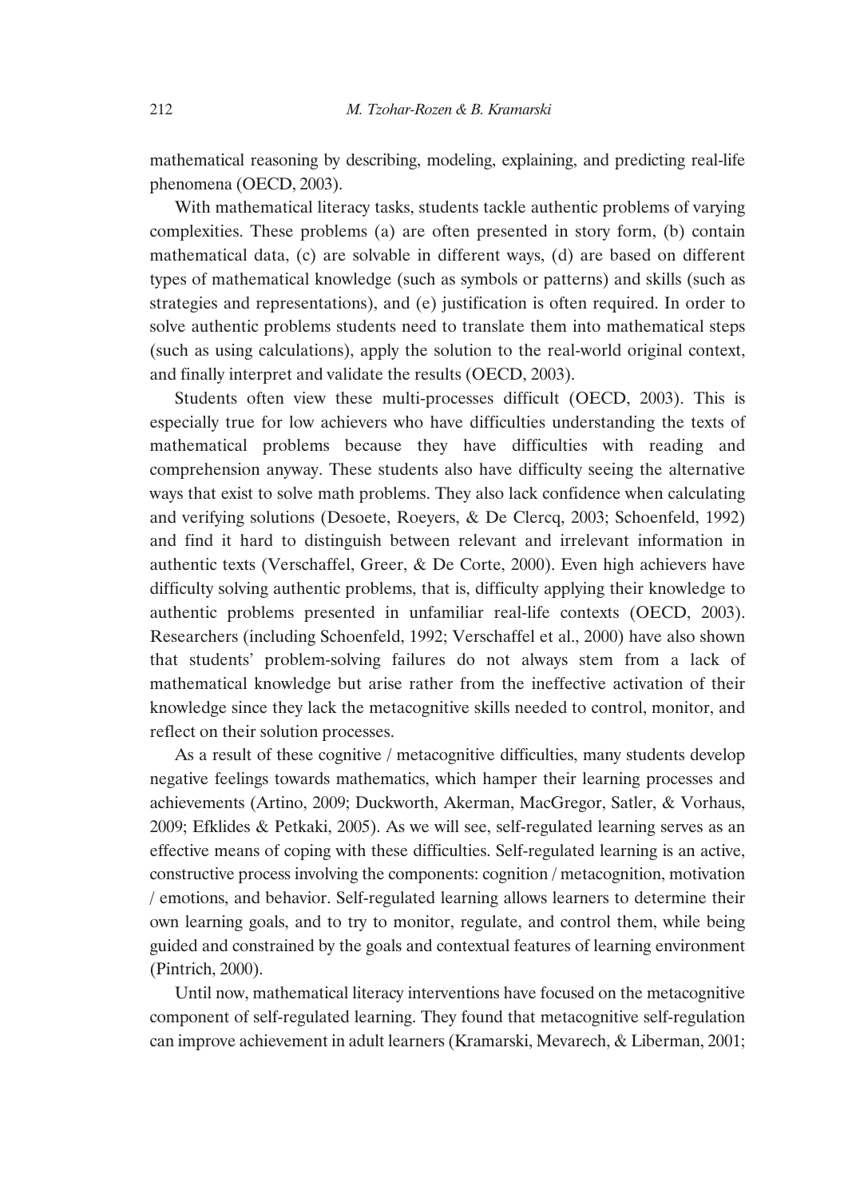mathematical reasoning by describing, modeling, explaining, and predicting real-life phenomena (OECD, 2003).

With mathematical literacy tasks, students tackle authentic problems of varying complexities. These problems (a) are often presented in story form, (b) contain mathematical data, (c) are solvable in different ways, (d) are based on different types of mathematical knowledge (such as symbols or patterns) and skills (such as strategies and representations), and (e) justification is often required. In order to solve authentic problems students need to translate them into mathematical steps (such as using calculations), apply the solution to the real-world original context, and finally interpret and validate the results (OECD, 2003).

Students often view these multi-processes difficult (OECD, 2003). This is especially true for low achievers who have difficulties understanding the texts of mathematical problems because they have difficulties with reading and comprehension anyway. These students also have difficulty seeing the alternative ways that exist to solve math problems. They also lack confidence when calculating and verifying solutions (Desoete, Roeyers, & De Clercq, 2003; Schoenfeld, 1992) and find it hard to distinguish between relevant and irrelevant information in authentic texts (Verschaffel, Greer, & De Corte, 2000). Even high achievers have difficulty solving authentic problems, that is, difficulty applying their knowledge to authentic problems presented in unfamiliar real-life contexts (OECD, 2003). Researchers (including Schoenfeld, 1992; Verschaffel et al., 2000) have also shown that students' problem-solving failures do not always stem from a lack of mathematical knowledge but arise rather from the ineffective activation of their knowledge since they lack the metacognitive skills needed to control, monitor, and reflect on their solution processes.

As a result of these cognitive / metacognitive difficulties, many students develop negative feelings towards mathematics, which hamper their learning processes and achievements (Artino, 2009; Duckworth, Akerman, MacGregor, Satler, & Vorhaus, 2009; Efklides & Petkaki, 2005). As we will see, self-regulated learning serves as an effective means of coping with these difficulties. Self-regulated learning is an active, constructive process involving the components: cognition / metacognition, motivation / emotions, and behavior. Self-regulated learning allows learners to determine their own learning goals, and to try to monitor, regulate, and control them, while being guided and constrained by the goals and contextual features of learning environment (Pintrich, 2000).

Until now, mathematical literacy interventions have focused on the metacognitive component of self-regulated learning. They found that metacognitive self-regulation can improve achievement in adult learners (Kramarski, Mevarech, & Liberman, 2001;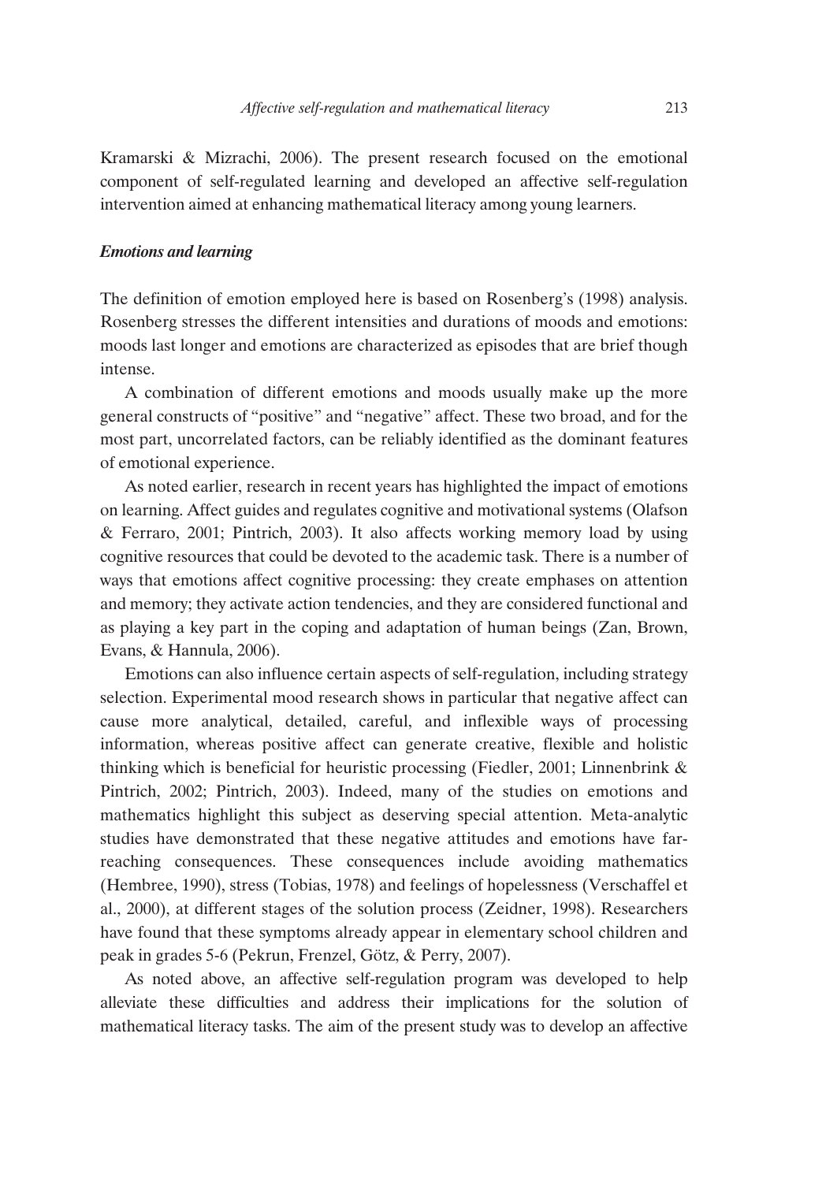Kramarski & Mizrachi, 2006). The present research focused on the emotional component of self-regulated learning and developed an affective self-regulation intervention aimed at enhancing mathematical literacy among young learners.

### *Emotions and learning*

The definition of emotion employed here is based on Rosenberg's (1998) analysis. Rosenberg stresses the different intensities and durations of moods and emotions: moods last longer and emotions are characterized as episodes that are brief though intense.

A combination of different emotions and moods usually make up the more general constructs of "positive" and "negative" affect. These two broad, and for the most part, uncorrelated factors, can be reliably identified as the dominant features of emotional experience.

As noted earlier, research in recent years has highlighted the impact of emotions on learning. Affect guides and regulates cognitive and motivational systems (Olafson & Ferraro, 2001; Pintrich, 2003). It also affects working memory load by using cognitive resources that could be devoted to the academic task. There is a number of ways that emotions affect cognitive processing: they create emphases on attention and memory; they activate action tendencies, and they are considered functional and as playing a key part in the coping and adaptation of human beings (Zan, Brown, Evans, & Hannula, 2006).

Emotions can also influence certain aspects of self-regulation, including strategy selection. Experimental mood research shows in particular that negative affect can cause more analytical, detailed, careful, and inflexible ways of processing information, whereas positive affect can generate creative, flexible and holistic thinking which is beneficial for heuristic processing (Fiedler, 2001; Linnenbrink & Pintrich, 2002; Pintrich, 2003). Indeed, many of the studies on emotions and mathematics highlight this subject as deserving special attention. Meta-analytic studies have demonstrated that these negative attitudes and emotions have far-reaching consequences. These consequences include avoiding mathematics (Hembree, 1990), stress (Tobias, 1978) and feelings of hopelessness (Verschaffel et al., 2000), at different stages of the solution process (Zeidner, 1998). Researchers have found that these symptoms already appear in elementary school children and peak in grades 5-6 (Pekrun, Frenzel, Götz, & Perry, 2007).

As noted above, an affective self-regulation program was developed to help alleviate these difficulties and address their implications for the solution of mathematical literacy tasks. The aim of the present study was to develop an affective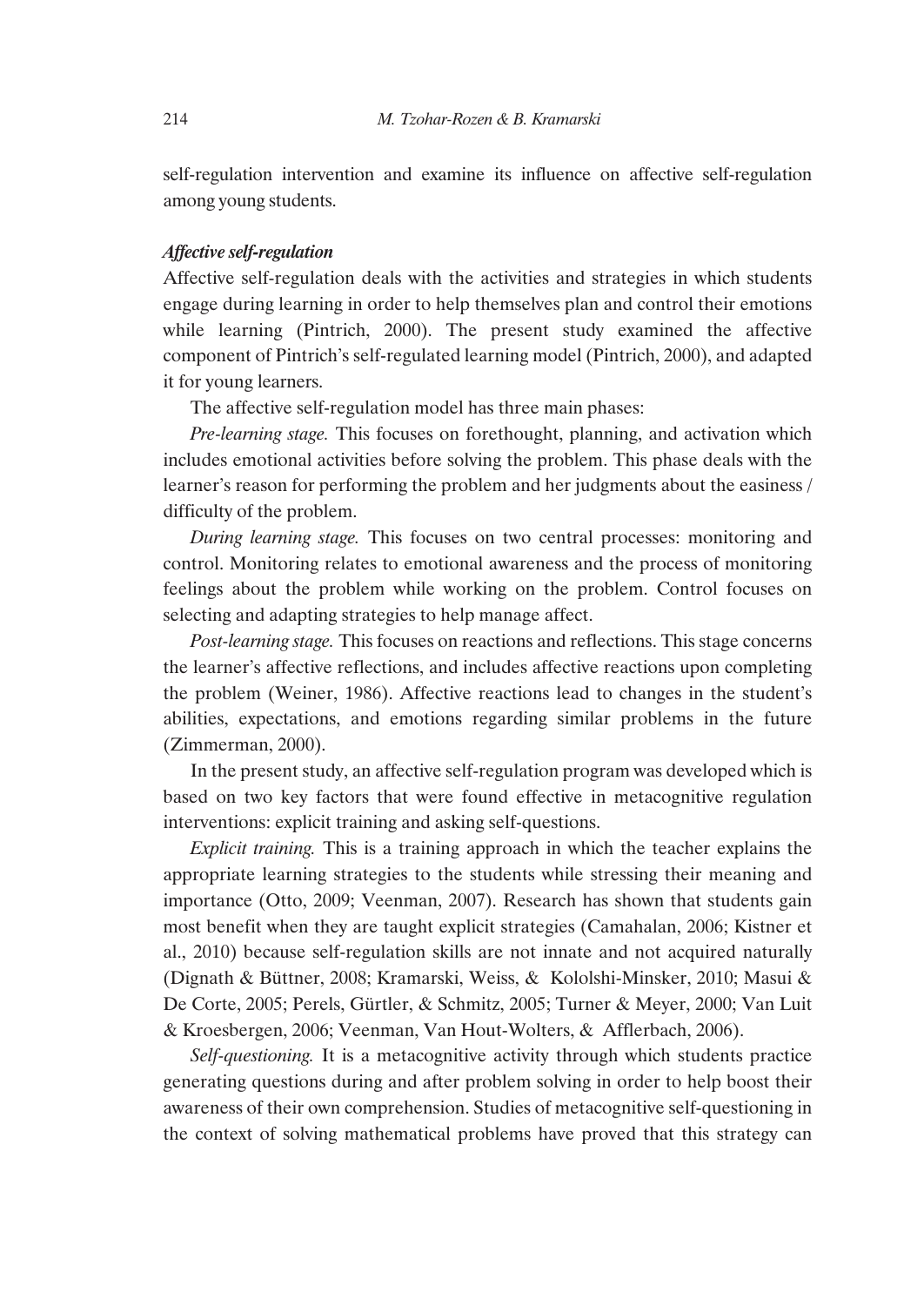self-regulation intervention and examine its influence on affective self-regulation among young students.

### *Affective self-regulation*

Affective self-regulation deals with the activities and strategies in which students engage during learning in order to help themselves plan and control their emotions while learning (Pintrich, 2000). The present study examined the affective component of Pintrich's self-regulated learning model (Pintrich, 2000), and adapted it for young learners.

The affective self-regulation model has three main phases:

*Pre-learning stage.* This focuses on forethought, planning, and activation which includes emotional activities before solving the problem. This phase deals with the learner's reason for performing the problem and her judgments about the easiness / difficulty of the problem.

*During learning stage.* This focuses on two central processes: monitoring and control. Monitoring relates to emotional awareness and the process of monitoring feelings about the problem while working on the problem. Control focuses on selecting and adapting strategies to help manage affect.

*Post-learning stage.* This focuses on reactions and reflections. This stage concerns the learner's affective reflections, and includes affective reactions upon completing the problem (Weiner, 1986). Affective reactions lead to changes in the student's abilities, expectations, and emotions regarding similar problems in the future (Zimmerman, 2000).

In the present study, an affective self-regulation program was developed which is based on two key factors that were found effective in metacognitive regulation interventions: explicit training and asking self-questions.

*Explicit training.* This is a training approach in which the teacher explains the appropriate learning strategies to the students while stressing their meaning and importance (Otto, 2009; Veenman, 2007). Research has shown that students gain most benefit when they are taught explicit strategies (Camahalan, 2006; Kistner et al., 2010) because self-regulation skills are not innate and not acquired naturally (Dignath & Büttner, 2008; Kramarski, Weiss, & Kololshi-Minsker, 2010; Masui & De Corte, 2005; Perels, Gürtler, & Schmitz, 2005; Turner & Meyer, 2000; Van Luit & Kroesbergen, 2006; Veenman, Van Hout-Wolters, & Afflerbach, 2006).

*Self-questioning.* It is a metacognitive activity through which students practice generating questions during and after problem solving in order to help boost their awareness of their own comprehension. Studies of metacognitive self-questioning in the context of solving mathematical problems have proved that this strategy can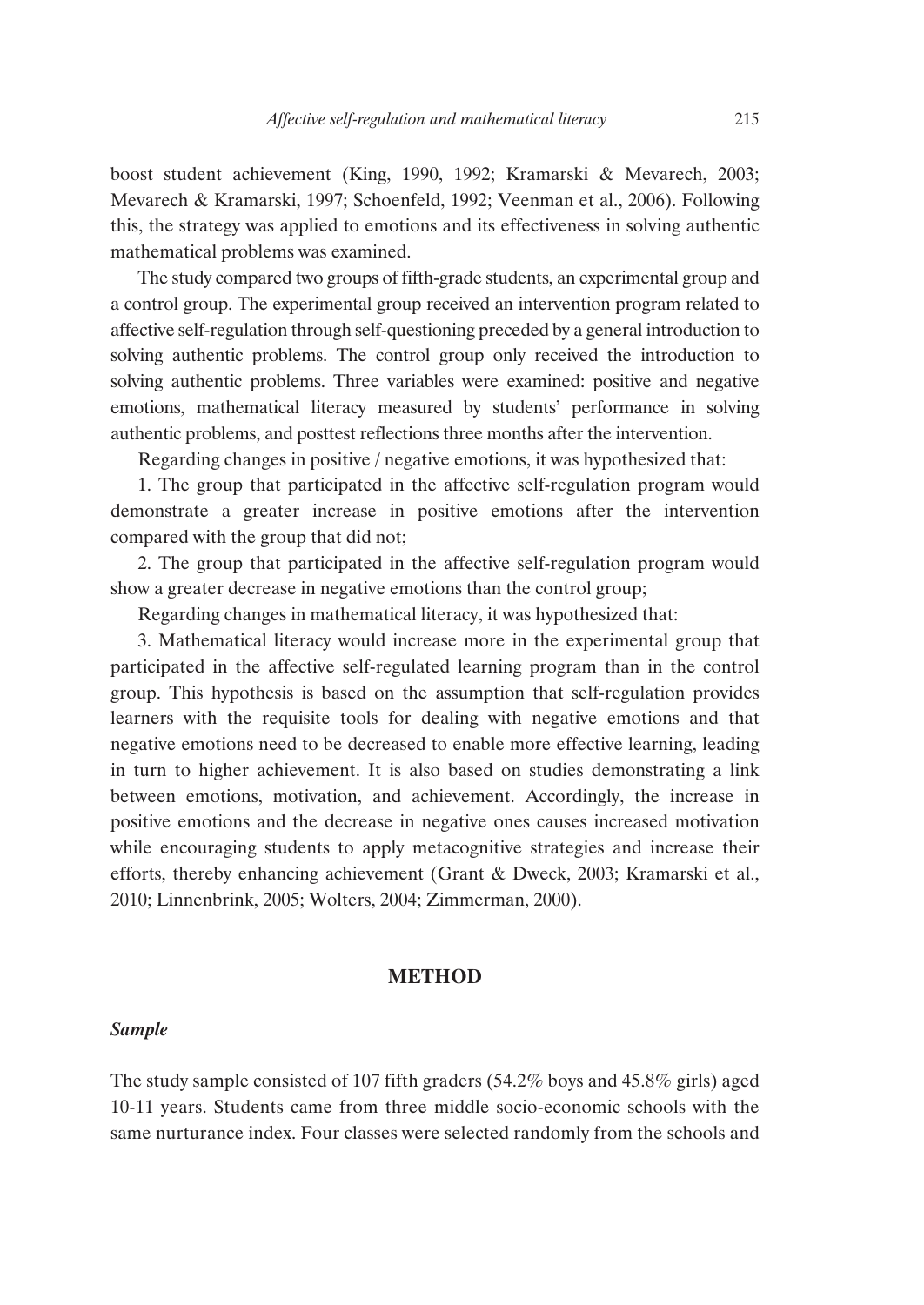boost student achievement (King, 1990, 1992; Kramarski & Mevarech, 2003; Mevarech & Kramarski, 1997; Schoenfeld, 1992; Veenman et al., 2006). Following this, the strategy was applied to emotions and its effectiveness in solving authentic mathematical problems was examined.

The study compared two groups of fifth-grade students, an experimental group and a control group. The experimental group received an intervention program related to affective self-regulation through self-questioning preceded by a general introduction to solving authentic problems. The control group only received the introduction to solving authentic problems. Three variables were examined: positive and negative emotions, mathematical literacy measured by students' performance in solving authentic problems, and posttest reflections three months after the intervention.

Regarding changes in positive / negative emotions, it was hypothesized that:

1. The group that participated in the affective self-regulation program would demonstrate a greater increase in positive emotions after the intervention compared with the group that did not;

2. The group that participated in the affective self-regulation program would show a greater decrease in negative emotions than the control group;

Regarding changes in mathematical literacy, it was hypothesized that:

3. Mathematical literacy would increase more in the experimental group that participated in the affective self-regulated learning program than in the control group. This hypothesis is based on the assumption that self-regulation provides learners with the requisite tools for dealing with negative emotions and that negative emotions need to be decreased to enable more effective learning, leading in turn to higher achievement. It is also based on studies demonstrating a link between emotions, motivation, and achievement. Accordingly, the increase in positive emotions and the decrease in negative ones causes increased motivation while encouraging students to apply metacognitive strategies and increase their efforts, thereby enhancing achievement (Grant & Dweck, 2003; Kramarski et al., 2010; Linnenbrink, 2005; Wolters, 2004; Zimmerman, 2000).

## METHOD

### *Sample*

The study sample consisted of 107 fifth graders (54.2% boys and 45.8% girls) aged 10-11 years. Students came from three middle socio-economic schools with the same nurturance index. Four classes were selected randomly from the schools and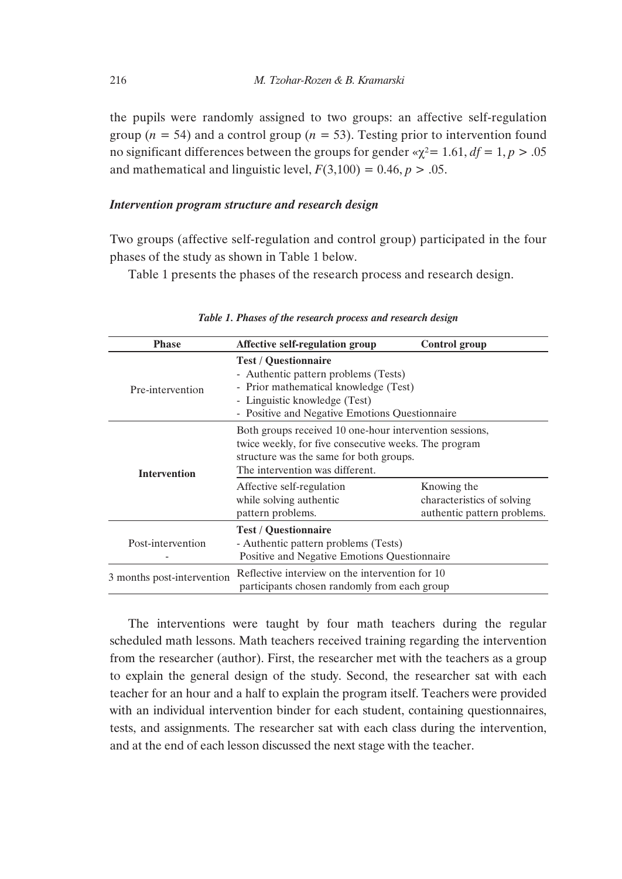the pupils were randomly assigned to two groups: an affective self-regulation group ($n = 54$) and a control group ($n = 53$). Testing prior to intervention found no significant differences between the groups for gender «$\chi^2 = 1.61$, $df = 1$, $p > .05$ and mathematical and linguistic level, $F(3,100) = 0.46$, $p > .05$.

### *Intervention program structure and research design*

Two groups (affective self-regulation and control group) participated in the four phases of the study as shown in Table 1 below.

Table 1 presents the phases of the research process and research design.

***Table 1. Phases of the research process and research design***

| Phase | Affective self-regulation group | Control group |
|---|---|---|
| Pre-intervention | **Test / Questionnaire**<br>- Authentic pattern problems (Tests)<br>- Prior mathematical knowledge (Test)<br>- Linguistic knowledge (Test)<br>- Positive and Negative Emotions Questionnaire | |
| **Intervention** | Both groups received 10 one-hour intervention sessions, twice weekly, for five consecutive weeks. The program structure was the same for both groups. The intervention was different. | |
| | Affective self-regulation while solving authentic pattern problems. | Knowing the characteristics of solving authentic pattern problems. |
| Post-intervention<br>- | **Test / Questionnaire**<br>- Authentic pattern problems (Tests)<br>Positive and Negative Emotions Questionnaire | |
| 3 months post-intervention | Reflective interview on the intervention for 10 participants chosen randomly from each group | |

The interventions were taught by four math teachers during the regular scheduled math lessons. Math teachers received training regarding the intervention from the researcher (author). First, the researcher met with the teachers as a group to explain the general design of the study. Second, the researcher sat with each teacher for an hour and a half to explain the program itself. Teachers were provided with an individual intervention binder for each student, containing questionnaires, tests, and assignments. The researcher sat with each class during the intervention, and at the end of each lesson discussed the next stage with the teacher.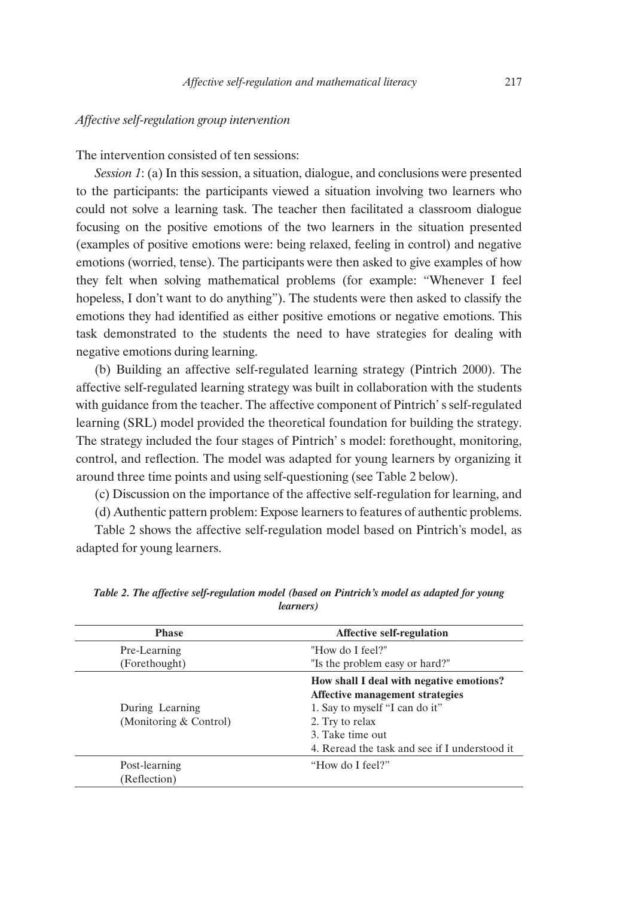*Affective self-regulation group intervention*

The intervention consisted of ten sessions:

*Session 1*: (a) In this session, a situation, dialogue, and conclusions were presented to the participants: the participants viewed a situation involving two learners who could not solve a learning task. The teacher then facilitated a classroom dialogue focusing on the positive emotions of the two learners in the situation presented (examples of positive emotions were: being relaxed, feeling in control) and negative emotions (worried, tense). The participants were then asked to give examples of how they felt when solving mathematical problems (for example: "Whenever I feel hopeless, I don't want to do anything"). The students were then asked to classify the emotions they had identified as either positive emotions or negative emotions. This task demonstrated to the students the need to have strategies for dealing with negative emotions during learning.

(b) Building an affective self-regulated learning strategy (Pintrich 2000). The affective self-regulated learning strategy was built in collaboration with the students with guidance from the teacher. The affective component of Pintrich' s self-regulated learning (SRL) model provided the theoretical foundation for building the strategy. The strategy included the four stages of Pintrich' s model: forethought, monitoring, control, and reflection. The model was adapted for young learners by organizing it around three time points and using self-questioning (see Table 2 below).

(c) Discussion on the importance of the affective self-regulation for learning, and

(d) Authentic pattern problem: Expose learners to features of authentic problems.

Table 2 shows the affective self-regulation model based on Pintrich's model, as adapted for young learners.

***Table 2. The affective self-regulation model (based on Pintrich's model as adapted for young learners)***

| Phase | Affective self-regulation |
|---|---|
| Pre-Learning (Forethought) | "How do I feel?"<br>"Is the problem easy or hard?" |
| During Learning (Monitoring & Control) | **How shall I deal with negative emotions?**<br>**Affective management strategies**<br>1. Say to myself "I can do it"<br>2. Try to relax<br>3. Take time out<br>4. Reread the task and see if I understood it |
| Post-learning (Reflection) | "How do I feel?" |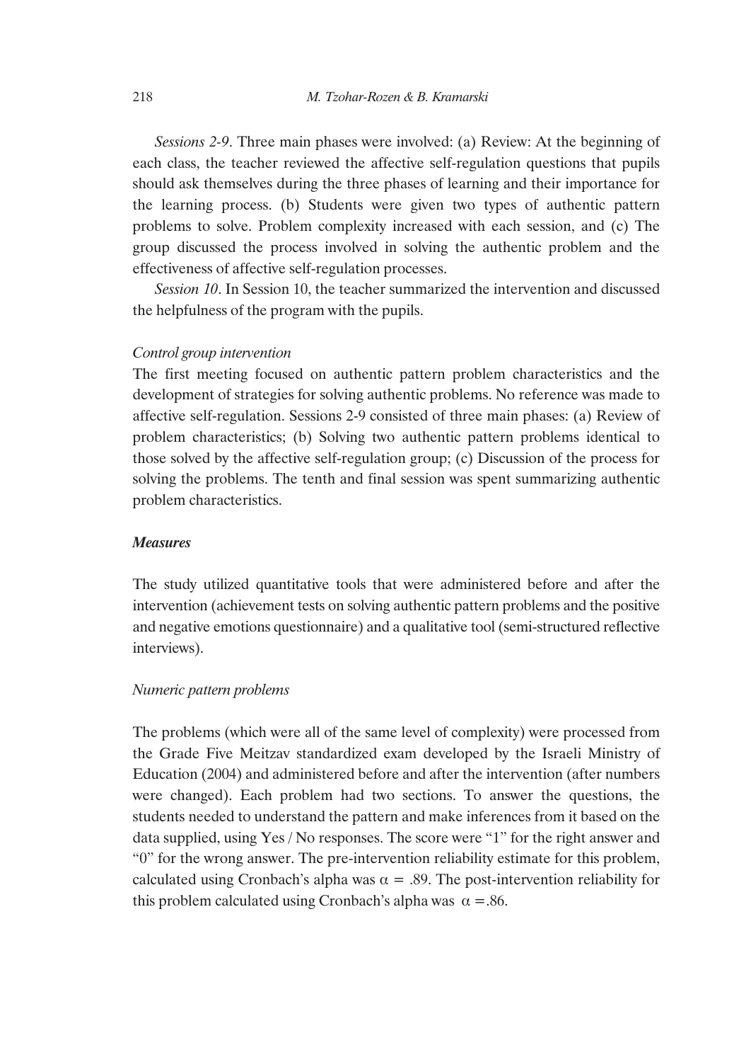*Sessions 2-9*. Three main phases were involved: (a) Review: At the beginning of each class, the teacher reviewed the affective self-regulation questions that pupils should ask themselves during the three phases of learning and their importance for the learning process. (b) Students were given two types of authentic pattern problems to solve. Problem complexity increased with each session, and (c) The group discussed the process involved in solving the authentic problem and the effectiveness of affective self-regulation processes.

*Session 10*. In Session 10, the teacher summarized the intervention and discussed the helpfulness of the program with the pupils.

*Control group intervention*

The first meeting focused on authentic pattern problem characteristics and the development of strategies for solving authentic problems. No reference was made to affective self-regulation. Sessions 2-9 consisted of three main phases: (a) Review of problem characteristics; (b) Solving two authentic pattern problems identical to those solved by the affective self-regulation group; (c) Discussion of the process for solving the problems. The tenth and final session was spent summarizing authentic problem characteristics.

### Measures

The study utilized quantitative tools that were administered before and after the intervention (achievement tests on solving authentic pattern problems and the positive and negative emotions questionnaire) and a qualitative tool (semi-structured reflective interviews).

*Numeric pattern problems*

The problems (which were all of the same level of complexity) were processed from the Grade Five Meitzav standardized exam developed by the Israeli Ministry of Education (2004) and administered before and after the intervention (after numbers were changed). Each problem had two sections. To answer the questions, the students needed to understand the pattern and make inferences from it based on the data supplied, using Yes / No responses. The score were "1" for the right answer and "0" for the wrong answer. The pre-intervention reliability estimate for this problem, calculated using Cronbach's alpha was $\alpha = .89$. The post-intervention reliability for this problem calculated using Cronbach's alpha was $\alpha = .86$.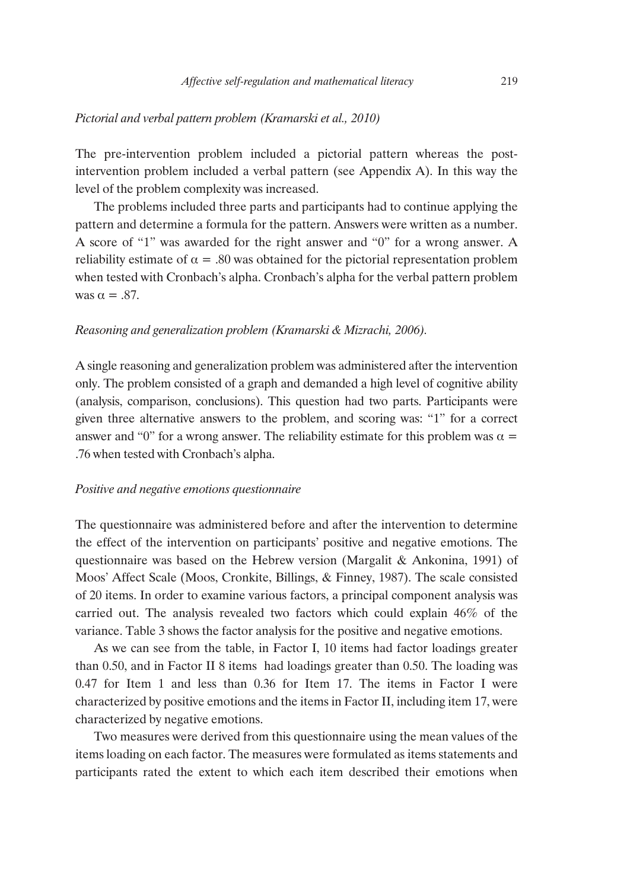*Pictorial and verbal pattern problem (Kramarski et al., 2010)*

The pre-intervention problem included a pictorial pattern whereas the post-intervention problem included a verbal pattern (see Appendix A). In this way the level of the problem complexity was increased.

The problems included three parts and participants had to continue applying the pattern and determine a formula for the pattern. Answers were written as a number. A score of "1" was awarded for the right answer and "0" for a wrong answer. A reliability estimate of $\alpha = .80$ was obtained for the pictorial representation problem when tested with Cronbach's alpha. Cronbach's alpha for the verbal pattern problem was $\alpha = .87$.

*Reasoning and generalization problem (Kramarski & Mizrachi, 2006).*

A single reasoning and generalization problem was administered after the intervention only. The problem consisted of a graph and demanded a high level of cognitive ability (analysis, comparison, conclusions). This question had two parts. Participants were given three alternative answers to the problem, and scoring was: "1" for a correct answer and "0" for a wrong answer. The reliability estimate for this problem was $\alpha = .76$ when tested with Cronbach's alpha.

*Positive and negative emotions questionnaire*

The questionnaire was administered before and after the intervention to determine the effect of the intervention on participants' positive and negative emotions. The questionnaire was based on the Hebrew version (Margalit & Ankonina, 1991) of Moos' Affect Scale (Moos, Cronkite, Billings, & Finney, 1987). The scale consisted of 20 items. In order to examine various factors, a principal component analysis was carried out. The analysis revealed two factors which could explain 46% of the variance. Table 3 shows the factor analysis for the positive and negative emotions.

As we can see from the table, in Factor I, 10 items had factor loadings greater than 0.50, and in Factor II 8 items had loadings greater than 0.50. The loading was 0.47 for Item 1 and less than 0.36 for Item 17. The items in Factor I were characterized by positive emotions and the items in Factor II, including item 17, were characterized by negative emotions.

Two measures were derived from this questionnaire using the mean values of the items loading on each factor. The measures were formulated as items statements and participants rated the extent to which each item described their emotions when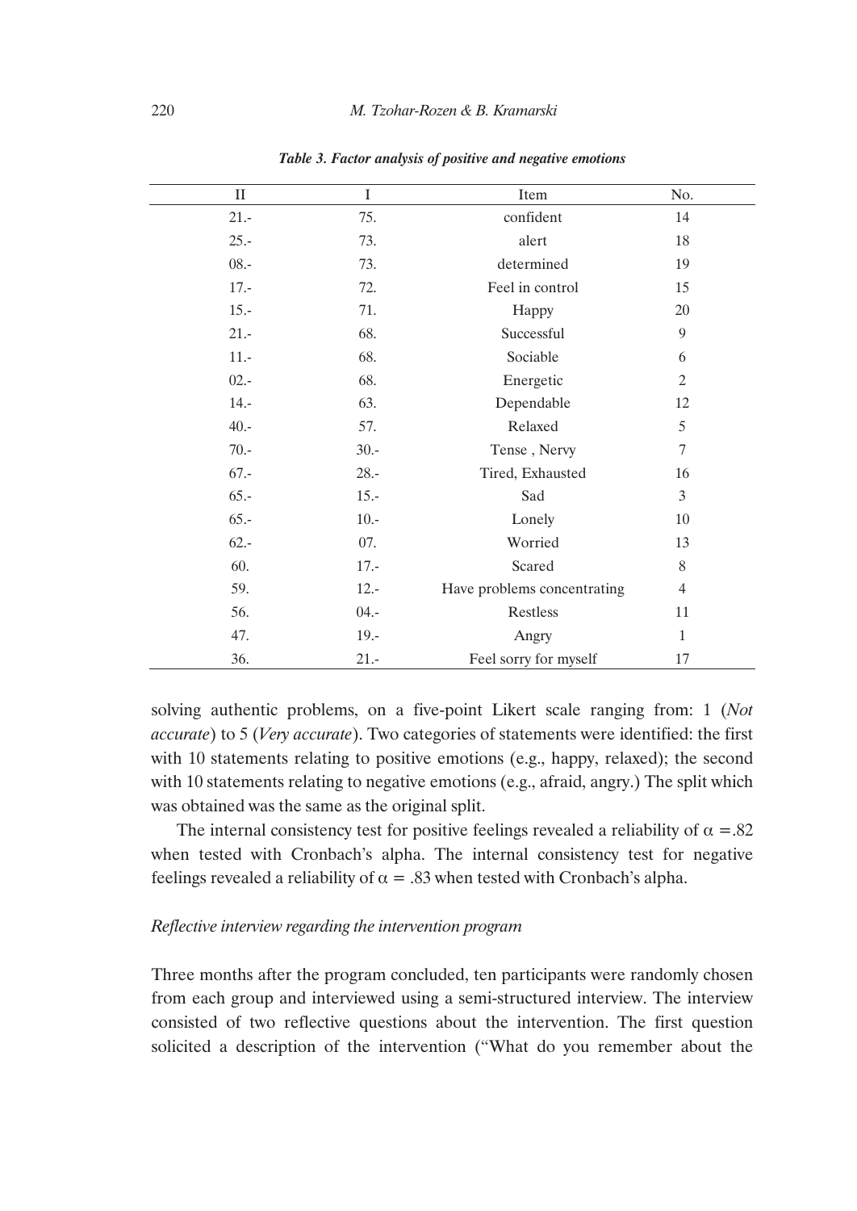*Table 3. Factor analysis of positive and negative emotions*

| II | I | Item | No. |
|---|---|---|---|
| 21.- | 75. | confident | 14 |
| 25.- | 73. | alert | 18 |
| 08.- | 73. | determined | 19 |
| 17.- | 72. | Feel in control | 15 |
| 15.- | 71. | Happy | 20 |
| 21.- | 68. | Successful | 9 |
| 11.- | 68. | Sociable | 6 |
| 02.- | 68. | Energetic | 2 |
| 14.- | 63. | Dependable | 12 |
| 40.- | 57. | Relaxed | 5 |
| 70.- | 30.- | Tense , Nervy | 7 |
| 67.- | 28.- | Tired, Exhausted | 16 |
| 65.- | 15.- | Sad | 3 |
| 65.- | 10.- | Lonely | 10 |
| 62.- | 07. | Worried | 13 |
| 60. | 17.- | Scared | 8 |
| 59. | 12.- | Have problems concentrating | 4 |
| 56. | 04.- | Restless | 11 |
| 47. | 19.- | Angry | 1 |
| 36. | 21.- | Feel sorry for myself | 17 |

solving authentic problems, on a five-point Likert scale ranging from: 1 (*Not accurate*) to 5 (*Very accurate*). Two categories of statements were identified: the first with 10 statements relating to positive emotions (e.g., happy, relaxed); the second with 10 statements relating to negative emotions (e.g., afraid, angry.) The split which was obtained was the same as the original split.

The internal consistency test for positive feelings revealed a reliability of $\alpha = .82$ when tested with Cronbach's alpha. The internal consistency test for negative feelings revealed a reliability of $\alpha = .83$ when tested with Cronbach's alpha.

### *Reflective interview regarding the intervention program*

Three months after the program concluded, ten participants were randomly chosen from each group and interviewed using a semi-structured interview. The interview consisted of two reflective questions about the intervention. The first question solicited a description of the intervention ("What do you remember about the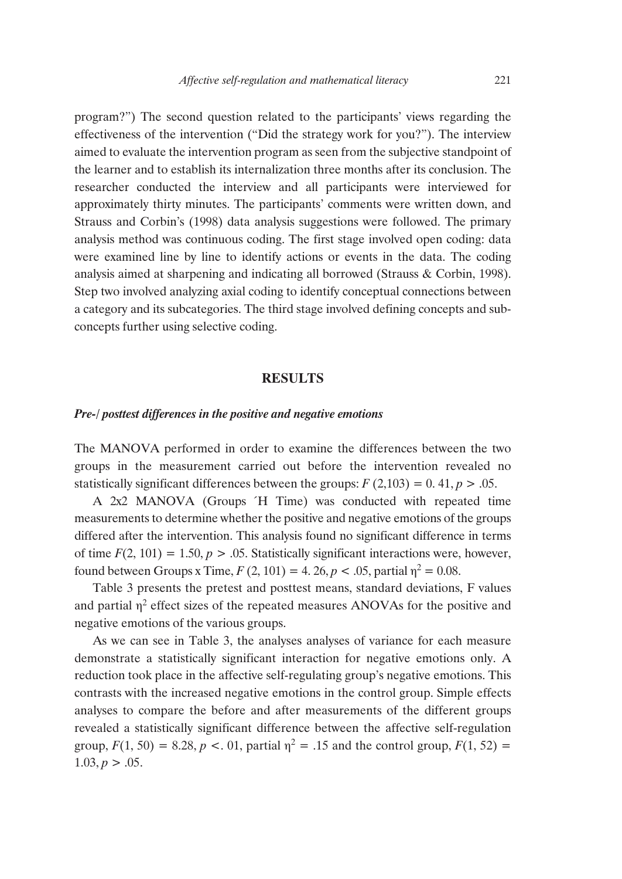program?") The second question related to the participants' views regarding the effectiveness of the intervention ("Did the strategy work for you?"). The interview aimed to evaluate the intervention program as seen from the subjective standpoint of the learner and to establish its internalization three months after its conclusion. The researcher conducted the interview and all participants were interviewed for approximately thirty minutes. The participants' comments were written down, and Strauss and Corbin's (1998) data analysis suggestions were followed. The primary analysis method was continuous coding. The first stage involved open coding: data were examined line by line to identify actions or events in the data. The coding analysis aimed at sharpening and indicating all borrowed (Strauss & Corbin, 1998). Step two involved analyzing axial coding to identify conceptual connections between a category and its subcategories. The third stage involved defining concepts and sub-concepts further using selective coding.

## RESULTS

### *Pre-/ posttest differences in the positive and negative emotions*

The MANOVA performed in order to examine the differences between the two groups in the measurement carried out before the intervention revealed no statistically significant differences between the groups: $F$ (2,103) = 0. 41, $p > .05$.

A 2x2 MANOVA (Groups ´H Time) was conducted with repeated time measurements to determine whether the positive and negative emotions of the groups differed after the intervention. This analysis found no significant difference in terms of time $F(2, 101) = 1.50, p > .05$. Statistically significant interactions were, however, found between Groups x Time, $F$ (2, 101) = 4. 26, $p < .05$, partial $\eta^2 = 0.08$.

Table 3 presents the pretest and posttest means, standard deviations, F values and partial $\eta^2$ effect sizes of the repeated measures ANOVAs for the positive and negative emotions of the various groups.

As we can see in Table 3, the analyses analyses of variance for each measure demonstrate a statistically significant interaction for negative emotions only. A reduction took place in the affective self-regulating group's negative emotions. This contrasts with the increased negative emotions in the control group. Simple effects analyses to compare the before and after measurements of the different groups revealed a statistically significant difference between the affective self-regulation group, $F(1, 50) = 8.28, p <. 01$, partial $\eta^2 = .15$ and the control group, $F(1, 52) = 1.03, p > .05$.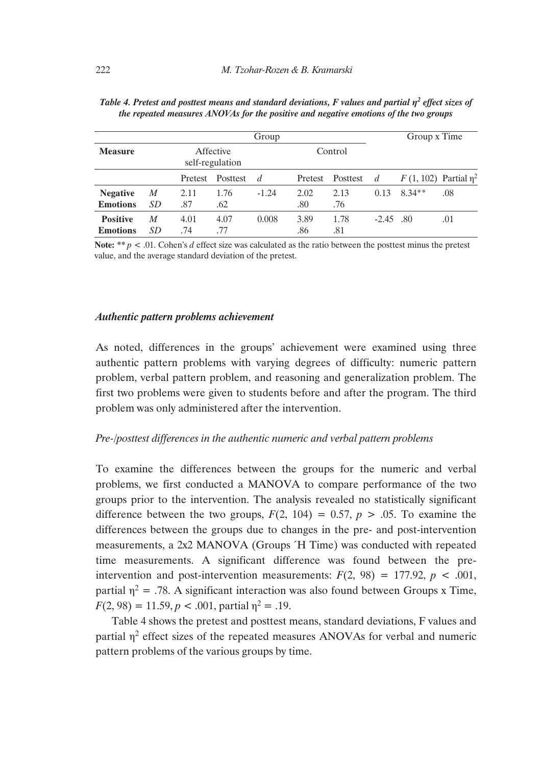***Table 4. Pretest and posttest means and standard deviations, F values and partial $\eta^2$ effect sizes of the repeated measures ANOVAs for the positive and negative emotions of the two groups***

| | | Group | | | | | | Group x Time | |
|---|---|---|---|---|---|---|---|---|---|
| **Measure** | | Affective self-regulation | | | Control | | | | |
| | | Pretest | Posttest | *d* | Pretest | Posttest | *d* | $F$ (1, 102) | Partial $\eta^2$ |
| **Negative Emotions** | *M* | 2.11 | 1.76 | -1.24 | 2.02 | 2.13 | 0.13 | 8.34** | .08 |
| | *SD* | .87 | .62 | | .80 | .76 | | | |
| **Positive Emotions** | *M* | 4.01 | 4.07 | 0.008 | 3.89 | 1.78 | -2.45 | .80 | .01 |
| | *SD* | .74 | .77 | | .86 | .81 | | | |

**Note:** ** $p < .01$. Cohen's *d* effect size was calculated as the ratio between the posttest minus the pretest value, and the average standard deviation of the pretest.

### *Authentic pattern problems achievement*

As noted, differences in the groups' achievement were examined using three authentic pattern problems with varying degrees of difficulty: numeric pattern problem, verbal pattern problem, and reasoning and generalization problem. The first two problems were given to students before and after the program. The third problem was only administered after the intervention.

#### *Pre-/posttest differences in the authentic numeric and verbal pattern problems*

To examine the differences between the groups for the numeric and verbal problems, we first conducted a MANOVA to compare performance of the two groups prior to the intervention. The analysis revealed no statistically significant difference between the two groups, $F(2, 104) = 0.57$, $p > .05$. To examine the differences between the groups due to changes in the pre- and post-intervention measurements, a 2x2 MANOVA (Groups ´H Time) was conducted with repeated time measurements. A significant difference was found between the pre-intervention and post-intervention measurements: $F(2, 98) = 177.92$, $p < .001$, partial $\eta^2 = .78$. A significant interaction was also found between Groups x Time, $F(2, 98) = 11.59$, $p < .001$, partial $\eta^2 = .19$.

Table 4 shows the pretest and posttest means, standard deviations, F values and partial $\eta^2$ effect sizes of the repeated measures ANOVAs for verbal and numeric pattern problems of the various groups by time.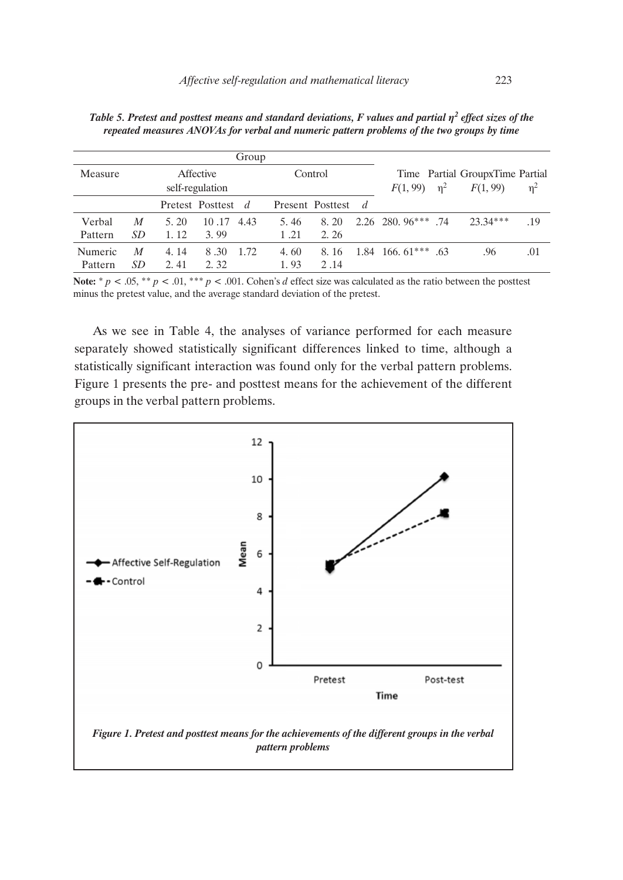***Table 5. Pretest and posttest means and standard deviations, F values and partial $\eta^2$ effect sizes of the repeated measures ANOVAs for verbal and numeric pattern problems of the two groups by time***

| Measure | | Affective self-regulation | | | Control | | | Time $F(1, 99)$ | Partial $\eta^2$ | GroupxTime $F(1, 99)$ | Partial $\eta^2$ |
|---|---|---|---|---|---|---|---|---|---|---|---|
| | | Pretest | Posttest | *d* | Present | Posttest | *d* | | | | |
| Verbal Pattern | *M* | 5. 20 | 10 .17 | 4.43 | 5. 46 | 8. 20 | 2.26 | 280. 96*** | .74 | 23.34*** | .19 |
| | *SD* | 1. 12 | 3. 99 | | 1 .21 | 2. 26 | | | | | |
| Numeric Pattern | *M* | 4. 14 | 8 .30 | 1.72 | 4. 60 | 8. 16 | 1.84 | 166. 61*** | .63 | .96 | .01 |
| | *SD* | 2. 41 | 2. 32 | | 1. 93 | 2 .14 | | | | | |

**Note:** * $p < .05$, ** $p < .01$, *** $p < .001$. Cohen's *d* effect size was calculated as the ratio between the posttest minus the pretest value, and the average standard deviation of the pretest.

As we see in Table 4, the analyses of variance performed for each measure separately showed statistically significant differences linked to time, although a statistically significant interaction was found only for the verbal pattern problems. Figure 1 presents the pre- and posttest means for the achievement of the different groups in the verbal pattern problems.

***Figure 1. Pretest and posttest means for the achievements of the different groups in the verbal pattern problems***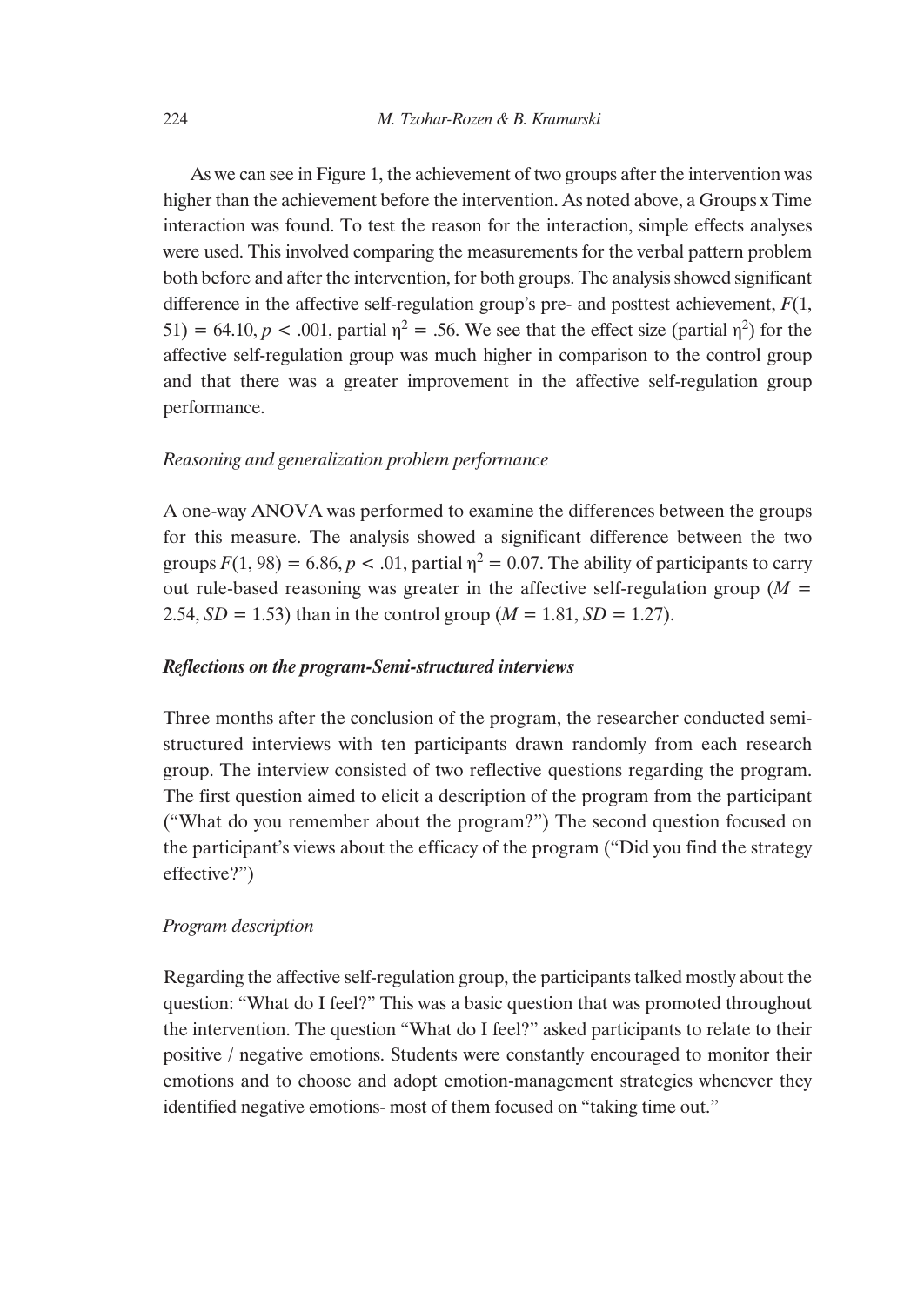As we can see in Figure 1, the achievement of two groups after the intervention was higher than the achievement before the intervention. As noted above, a Groups x Time interaction was found. To test the reason for the interaction, simple effects analyses were used. This involved comparing the measurements for the verbal pattern problem both before and after the intervention, for both groups. The analysis showed significant difference in the affective self-regulation group's pre- and posttest achievement, $F(1, 51) = 64.10$, $p < .001$, partial $\eta^2 = .56$. We see that the effect size (partial $\eta^2$) for the affective self-regulation group was much higher in comparison to the control group and that there was a greater improvement in the affective self-regulation group performance.

*Reasoning and generalization problem performance*

A one-way ANOVA was performed to examine the differences between the groups for this measure. The analysis showed a significant difference between the two groups $F(1, 98) = 6.86$, $p < .01$, partial $\eta^2 = 0.07$. The ability of participants to carry out rule-based reasoning was greater in the affective self-regulation group ($M = 2.54$, $SD = 1.53$) than in the control group ($M = 1.81$, $SD = 1.27$).

***Reflections on the program-Semi-structured interviews***

Three months after the conclusion of the program, the researcher conducted semi-structured interviews with ten participants drawn randomly from each research group. The interview consisted of two reflective questions regarding the program. The first question aimed to elicit a description of the program from the participant ("What do you remember about the program?") The second question focused on the participant's views about the efficacy of the program ("Did you find the strategy effective?")

*Program description*

Regarding the affective self-regulation group, the participants talked mostly about the question: "What do I feel?" This was a basic question that was promoted throughout the intervention. The question "What do I feel?" asked participants to relate to their positive / negative emotions. Students were constantly encouraged to monitor their emotions and to choose and adopt emotion-management strategies whenever they identified negative emotions- most of them focused on "taking time out."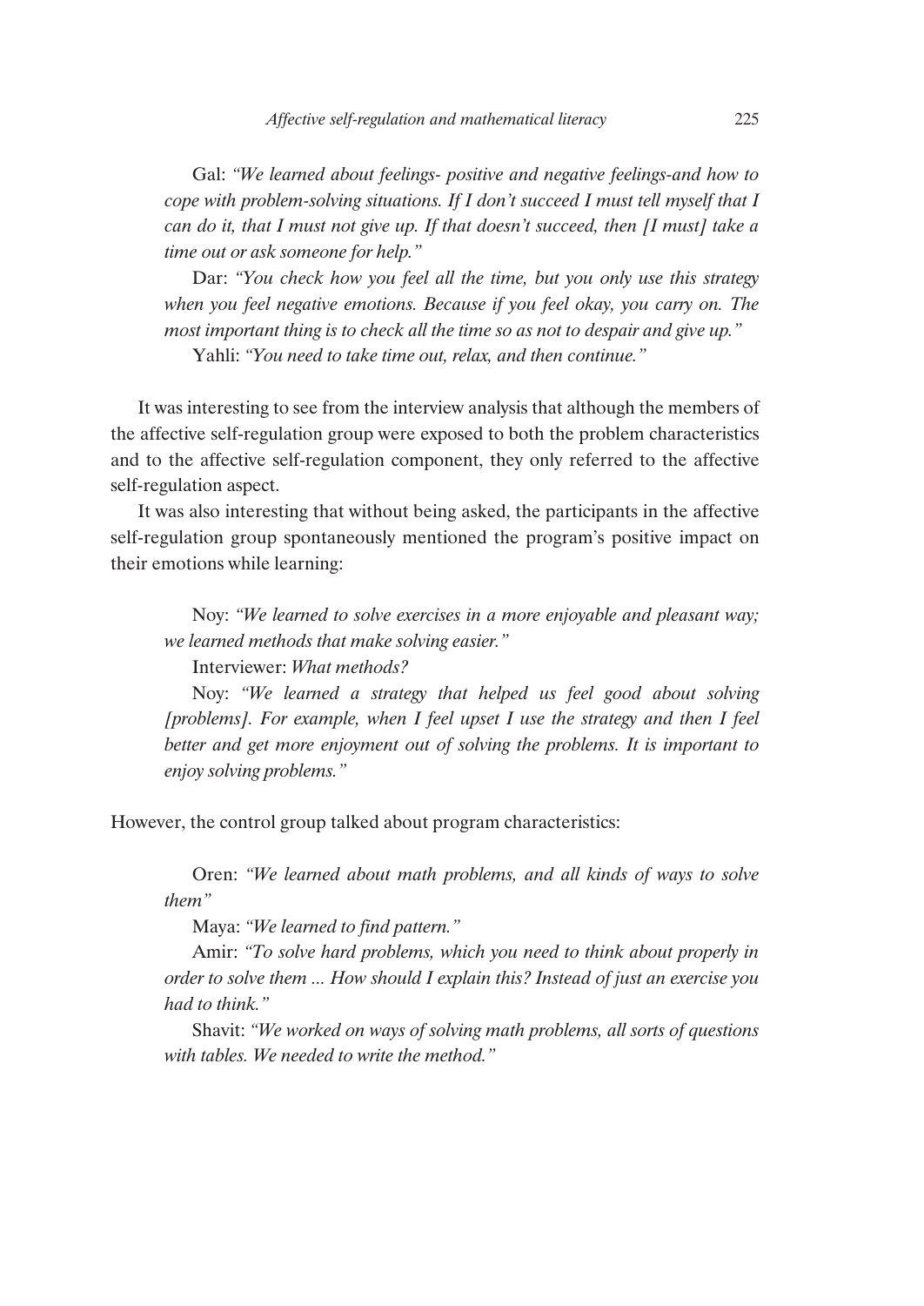Gal: *"We learned about feelings- positive and negative feelings-and how to cope with problem-solving situations. If I don't succeed I must tell myself that I can do it, that I must not give up. If that doesn't succeed, then [I must] take a time out or ask someone for help."*

Dar: *"You check how you feel all the time, but you only use this strategy when you feel negative emotions. Because if you feel okay, you carry on. The most important thing is to check all the time so as not to despair and give up."*

Yahli: *"You need to take time out, relax, and then continue."*

It was interesting to see from the interview analysis that although the members of the affective self-regulation group were exposed to both the problem characteristics and to the affective self-regulation component, they only referred to the affective self-regulation aspect.

It was also interesting that without being asked, the participants in the affective self-regulation group spontaneously mentioned the program's positive impact on their emotions while learning:

Noy: *"We learned to solve exercises in a more enjoyable and pleasant way; we learned methods that make solving easier."*

Interviewer: *What methods?*

Noy: *"We learned a strategy that helped us feel good about solving [problems]. For example, when I feel upset I use the strategy and then I feel better and get more enjoyment out of solving the problems. It is important to enjoy solving problems."*

However, the control group talked about program characteristics:

Oren: *"We learned about math problems, and all kinds of ways to solve them"*

Maya: *"We learned to find pattern."*

Amir: *"To solve hard problems, which you need to think about properly in order to solve them ... How should I explain this? Instead of just an exercise you had to think."*

Shavit: *"We worked on ways of solving math problems, all sorts of questions with tables. We needed to write the method."*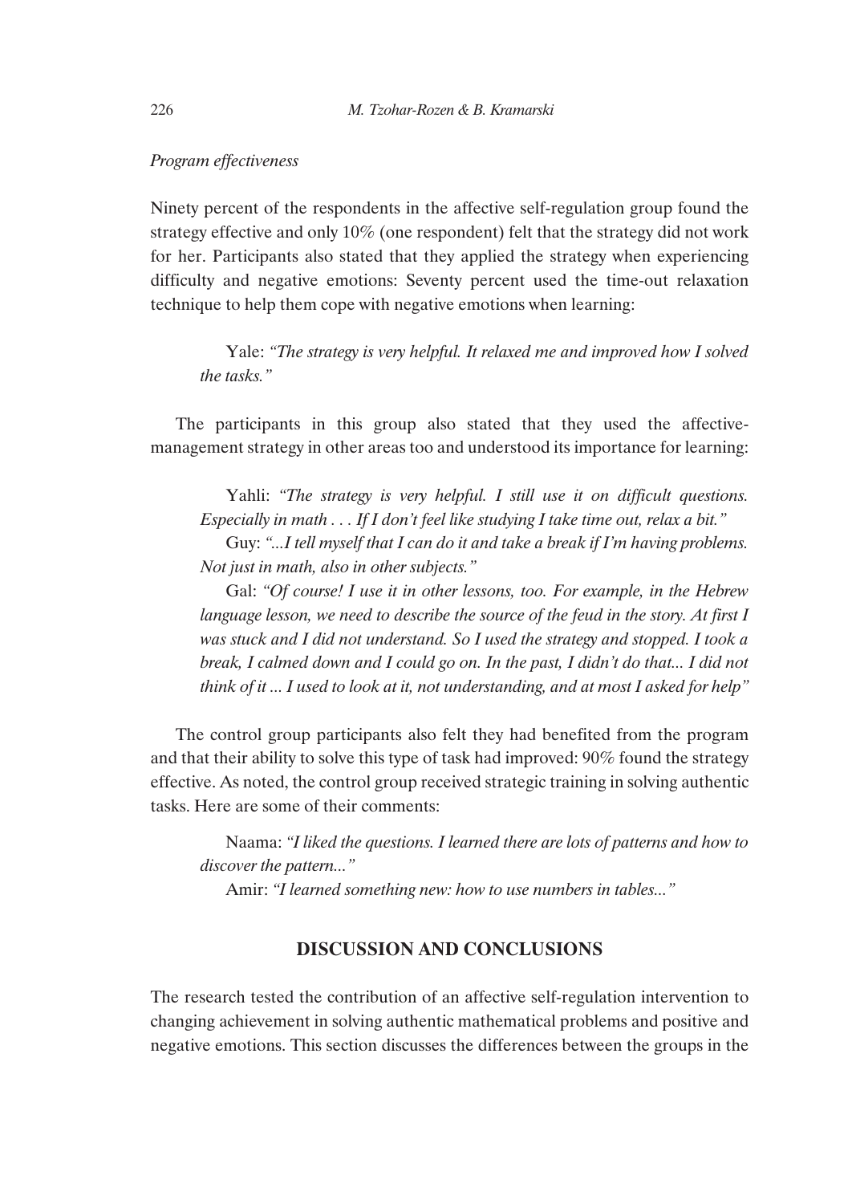*Program effectiveness*

Ninety percent of the respondents in the affective self-regulation group found the strategy effective and only 10% (one respondent) felt that the strategy did not work for her. Participants also stated that they applied the strategy when experiencing difficulty and negative emotions: Seventy percent used the time-out relaxation technique to help them cope with negative emotions when learning:

> Yale: *"The strategy is very helpful. It relaxed me and improved how I solved the tasks."*

The participants in this group also stated that they used the affective-management strategy in other areas too and understood its importance for learning:

> Yahli: *"The strategy is very helpful. I still use it on difficult questions. Especially in math . . . If I don't feel like studying I take time out, relax a bit."*
>
> Guy: *"...I tell myself that I can do it and take a break if I'm having problems. Not just in math, also in other subjects."*
>
> Gal: *"Of course! I use it in other lessons, too. For example, in the Hebrew language lesson, we need to describe the source of the feud in the story. At first I was stuck and I did not understand. So I used the strategy and stopped. I took a break, I calmed down and I could go on. In the past, I didn't do that... I did not think of it ... I used to look at it, not understanding, and at most I asked for help"*

The control group participants also felt they had benefited from the program and that their ability to solve this type of task had improved: 90% found the strategy effective. As noted, the control group received strategic training in solving authentic tasks. Here are some of their comments:

> Naama: *"I liked the questions. I learned there are lots of patterns and how to discover the pattern..."*
>
> Amir: *"I learned something new: how to use numbers in tables..."*

## DISCUSSION AND CONCLUSIONS

The research tested the contribution of an affective self-regulation intervention to changing achievement in solving authentic mathematical problems and positive and negative emotions. This section discusses the differences between the groups in the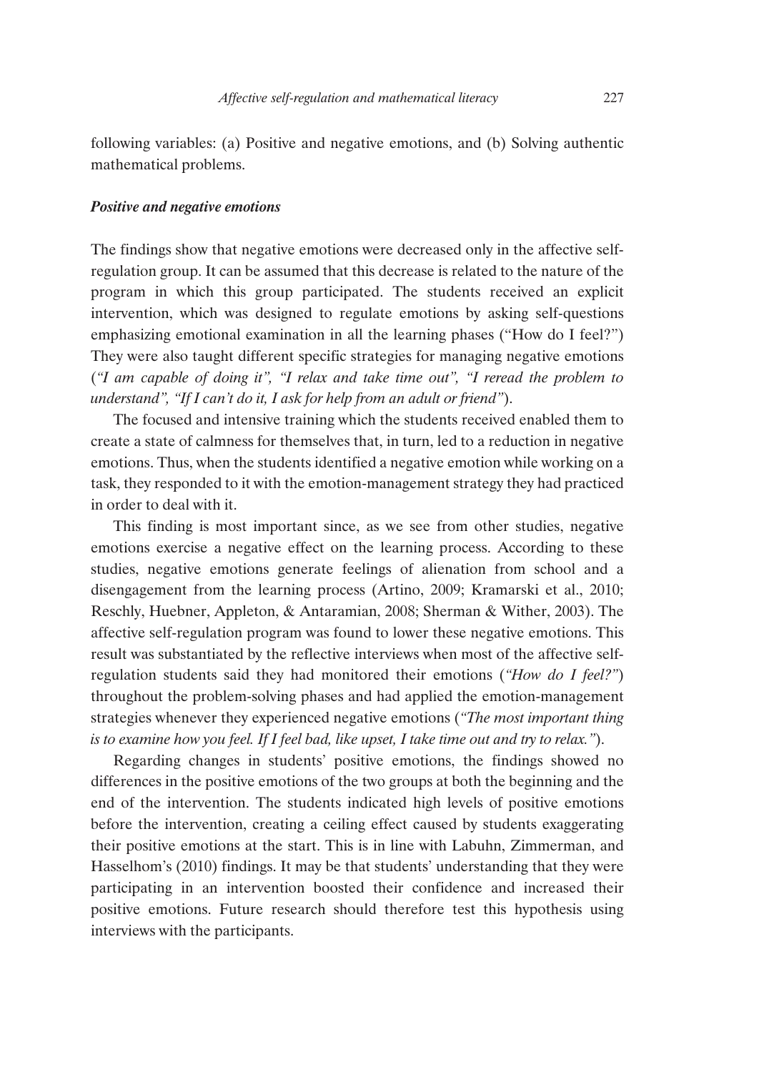following variables: (a) Positive and negative emotions, and (b) Solving authentic mathematical problems.

### *Positive and negative emotions*

The findings show that negative emotions were decreased only in the affective self-regulation group. It can be assumed that this decrease is related to the nature of the program in which this group participated. The students received an explicit intervention, which was designed to regulate emotions by asking self-questions emphasizing emotional examination in all the learning phases ("How do I feel?") They were also taught different specific strategies for managing negative emotions (*"I am capable of doing it", "I relax and take time out", "I reread the problem to understand", "If I can't do it, I ask for help from an adult or friend"*).

The focused and intensive training which the students received enabled them to create a state of calmness for themselves that, in turn, led to a reduction in negative emotions. Thus, when the students identified a negative emotion while working on a task, they responded to it with the emotion-management strategy they had practiced in order to deal with it.

This finding is most important since, as we see from other studies, negative emotions exercise a negative effect on the learning process. According to these studies, negative emotions generate feelings of alienation from school and a disengagement from the learning process (Artino, 2009; Kramarski et al., 2010; Reschly, Huebner, Appleton, & Antaramian, 2008; Sherman & Wither, 2003). The affective self-regulation program was found to lower these negative emotions. This result was substantiated by the reflective interviews when most of the affective self-regulation students said they had monitored their emotions (*"How do I feel?"*) throughout the problem-solving phases and had applied the emotion-management strategies whenever they experienced negative emotions (*"The most important thing is to examine how you feel. If I feel bad, like upset, I take time out and try to relax."*).

Regarding changes in students' positive emotions, the findings showed no differences in the positive emotions of the two groups at both the beginning and the end of the intervention. The students indicated high levels of positive emotions before the intervention, creating a ceiling effect caused by students exaggerating their positive emotions at the start. This is in line with Labuhn, Zimmerman, and Hasselhom's (2010) findings. It may be that students' understanding that they were participating in an intervention boosted their confidence and increased their positive emotions. Future research should therefore test this hypothesis using interviews with the participants.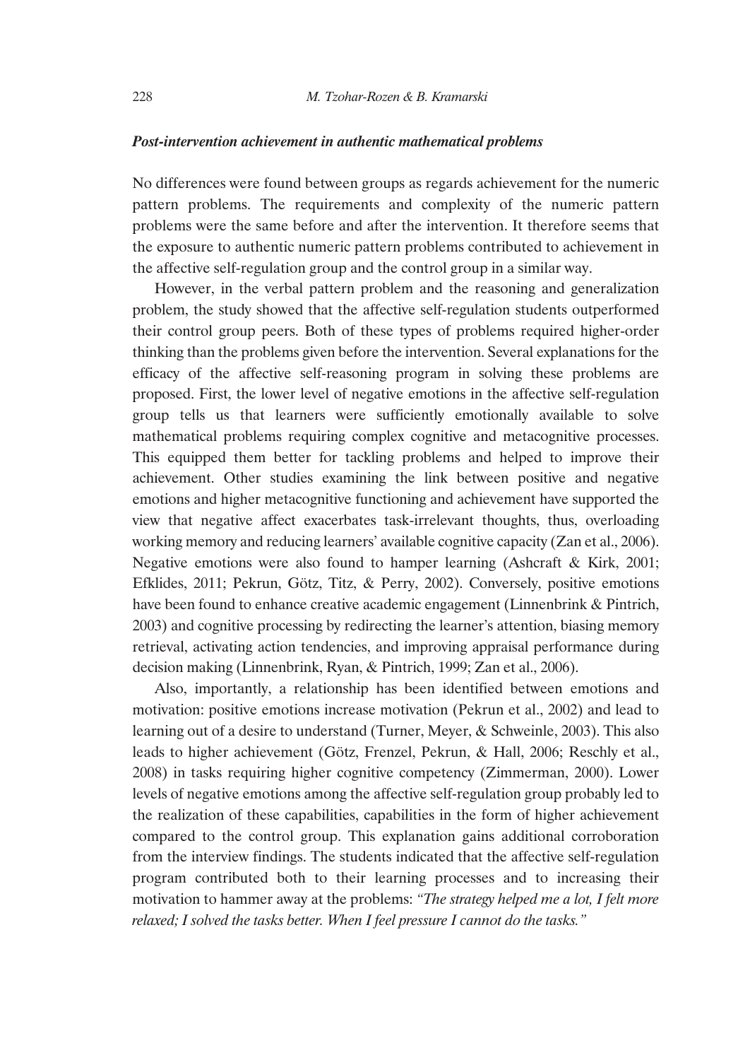### *Post-intervention achievement in authentic mathematical problems*

No differences were found between groups as regards achievement for the numeric pattern problems. The requirements and complexity of the numeric pattern problems were the same before and after the intervention. It therefore seems that the exposure to authentic numeric pattern problems contributed to achievement in the affective self-regulation group and the control group in a similar way.

However, in the verbal pattern problem and the reasoning and generalization problem, the study showed that the affective self-regulation students outperformed their control group peers. Both of these types of problems required higher-order thinking than the problems given before the intervention. Several explanations for the efficacy of the affective self-reasoning program in solving these problems are proposed. First, the lower level of negative emotions in the affective self-regulation group tells us that learners were sufficiently emotionally available to solve mathematical problems requiring complex cognitive and metacognitive processes. This equipped them better for tackling problems and helped to improve their achievement. Other studies examining the link between positive and negative emotions and higher metacognitive functioning and achievement have supported the view that negative affect exacerbates task-irrelevant thoughts, thus, overloading working memory and reducing learners' available cognitive capacity (Zan et al., 2006). Negative emotions were also found to hamper learning (Ashcraft & Kirk, 2001; Efklides, 2011; Pekrun, Götz, Titz, & Perry, 2002). Conversely, positive emotions have been found to enhance creative academic engagement (Linnenbrink & Pintrich, 2003) and cognitive processing by redirecting the learner's attention, biasing memory retrieval, activating action tendencies, and improving appraisal performance during decision making (Linnenbrink, Ryan, & Pintrich, 1999; Zan et al., 2006).

Also, importantly, a relationship has been identified between emotions and motivation: positive emotions increase motivation (Pekrun et al., 2002) and lead to learning out of a desire to understand (Turner, Meyer, & Schweinle, 2003). This also leads to higher achievement (Götz, Frenzel, Pekrun, & Hall, 2006; Reschly et al., 2008) in tasks requiring higher cognitive competency (Zimmerman, 2000). Lower levels of negative emotions among the affective self-regulation group probably led to the realization of these capabilities, capabilities in the form of higher achievement compared to the control group. This explanation gains additional corroboration from the interview findings. The students indicated that the affective self-regulation program contributed both to their learning processes and to increasing their motivation to hammer away at the problems: *"The strategy helped me a lot, I felt more relaxed; I solved the tasks better. When I feel pressure I cannot do the tasks."*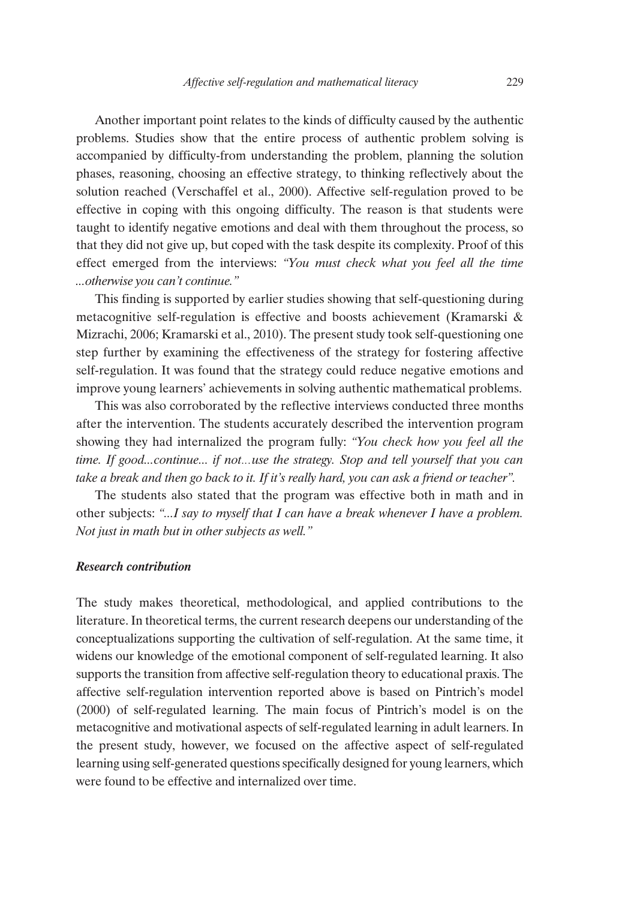Another important point relates to the kinds of difficulty caused by the authentic problems. Studies show that the entire process of authentic problem solving is accompanied by difficulty-from understanding the problem, planning the solution phases, reasoning, choosing an effective strategy, to thinking reflectively about the solution reached (Verschaffel et al., 2000). Affective self-regulation proved to be effective in coping with this ongoing difficulty. The reason is that students were taught to identify negative emotions and deal with them throughout the process, so that they did not give up, but coped with the task despite its complexity. Proof of this effect emerged from the interviews: *"You must check what you feel all the time ...otherwise you can't continue."*

This finding is supported by earlier studies showing that self-questioning during metacognitive self-regulation is effective and boosts achievement (Kramarski & Mizrachi, 2006; Kramarski et al., 2010). The present study took self-questioning one step further by examining the effectiveness of the strategy for fostering affective self-regulation. It was found that the strategy could reduce negative emotions and improve young learners' achievements in solving authentic mathematical problems.

This was also corroborated by the reflective interviews conducted three months after the intervention. The students accurately described the intervention program showing they had internalized the program fully: *"You check how you feel all the time. If good...continue... if not...use the strategy. Stop and tell yourself that you can take a break and then go back to it. If it's really hard, you can ask a friend or teacher".*

The students also stated that the program was effective both in math and in other subjects: *"...I say to myself that I can have a break whenever I have a problem. Not just in math but in other subjects as well."*

### *Research contribution*

The study makes theoretical, methodological, and applied contributions to the literature. In theoretical terms, the current research deepens our understanding of the conceptualizations supporting the cultivation of self-regulation. At the same time, it widens our knowledge of the emotional component of self-regulated learning. It also supports the transition from affective self-regulation theory to educational praxis. The affective self-regulation intervention reported above is based on Pintrich's model (2000) of self-regulated learning. The main focus of Pintrich's model is on the metacognitive and motivational aspects of self-regulated learning in adult learners. In the present study, however, we focused on the affective aspect of self-regulated learning using self-generated questions specifically designed for young learners, which were found to be effective and internalized over time.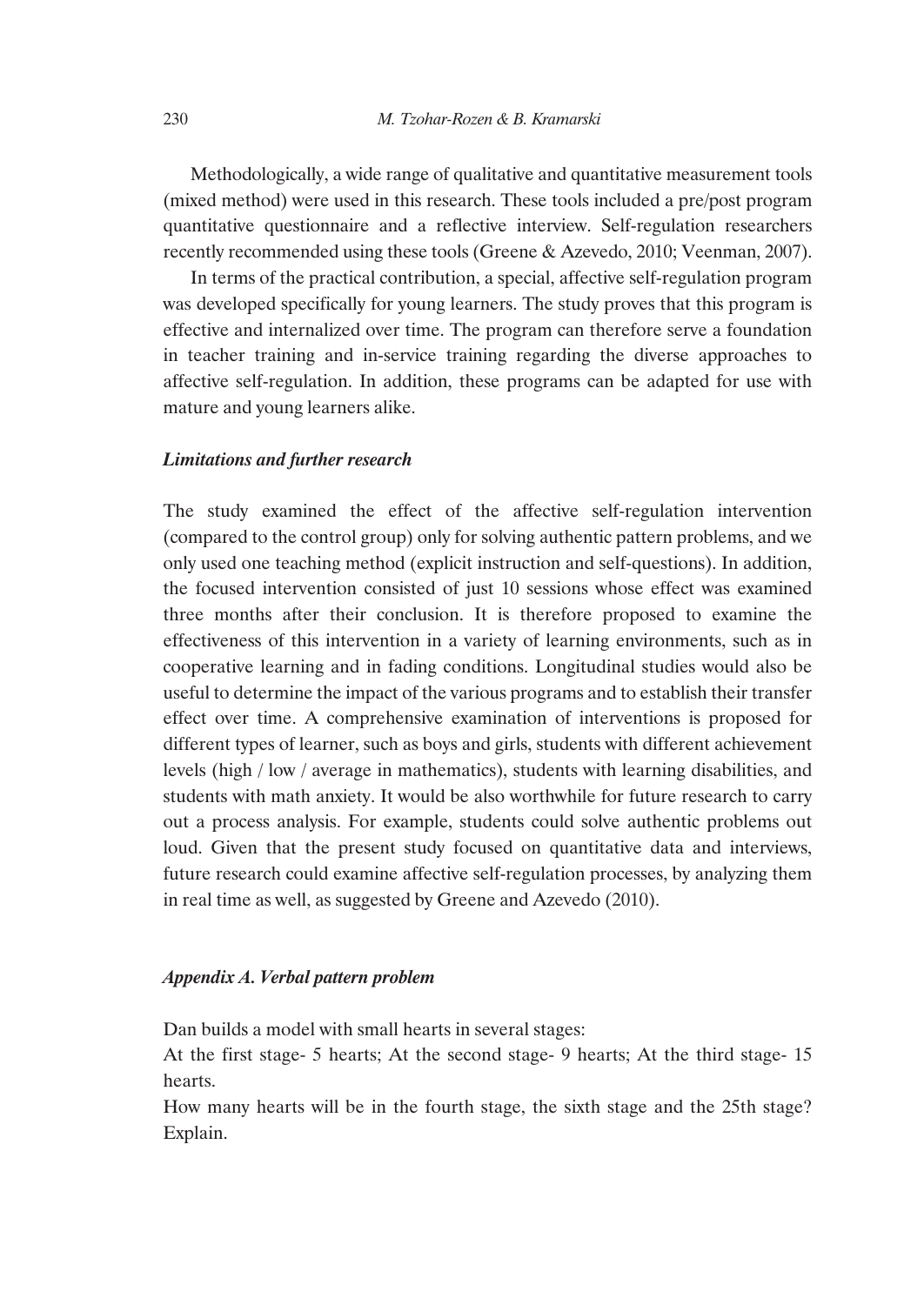Methodologically, a wide range of qualitative and quantitative measurement tools (mixed method) were used in this research. These tools included a pre/post program quantitative questionnaire and a reflective interview. Self-regulation researchers recently recommended using these tools (Greene & Azevedo, 2010; Veenman, 2007).

In terms of the practical contribution, a special, affective self-regulation program was developed specifically for young learners. The study proves that this program is effective and internalized over time. The program can therefore serve a foundation in teacher training and in-service training regarding the diverse approaches to affective self-regulation. In addition, these programs can be adapted for use with mature and young learners alike.

### *Limitations and further research*

The study examined the effect of the affective self-regulation intervention (compared to the control group) only for solving authentic pattern problems, and we only used one teaching method (explicit instruction and self-questions). In addition, the focused intervention consisted of just 10 sessions whose effect was examined three months after their conclusion. It is therefore proposed to examine the effectiveness of this intervention in a variety of learning environments, such as in cooperative learning and in fading conditions. Longitudinal studies would also be useful to determine the impact of the various programs and to establish their transfer effect over time. A comprehensive examination of interventions is proposed for different types of learner, such as boys and girls, students with different achievement levels (high / low / average in mathematics), students with learning disabilities, and students with math anxiety. It would be also worthwhile for future research to carry out a process analysis. For example, students could solve authentic problems out loud. Given that the present study focused on quantitative data and interviews, future research could examine affective self-regulation processes, by analyzing them in real time as well, as suggested by Greene and Azevedo (2010).

### *Appendix A. Verbal pattern problem*

Dan builds a model with small hearts in several stages:

At the first stage- 5 hearts; At the second stage- 9 hearts; At the third stage- 15 hearts.

How many hearts will be in the fourth stage, the sixth stage and the 25th stage? Explain.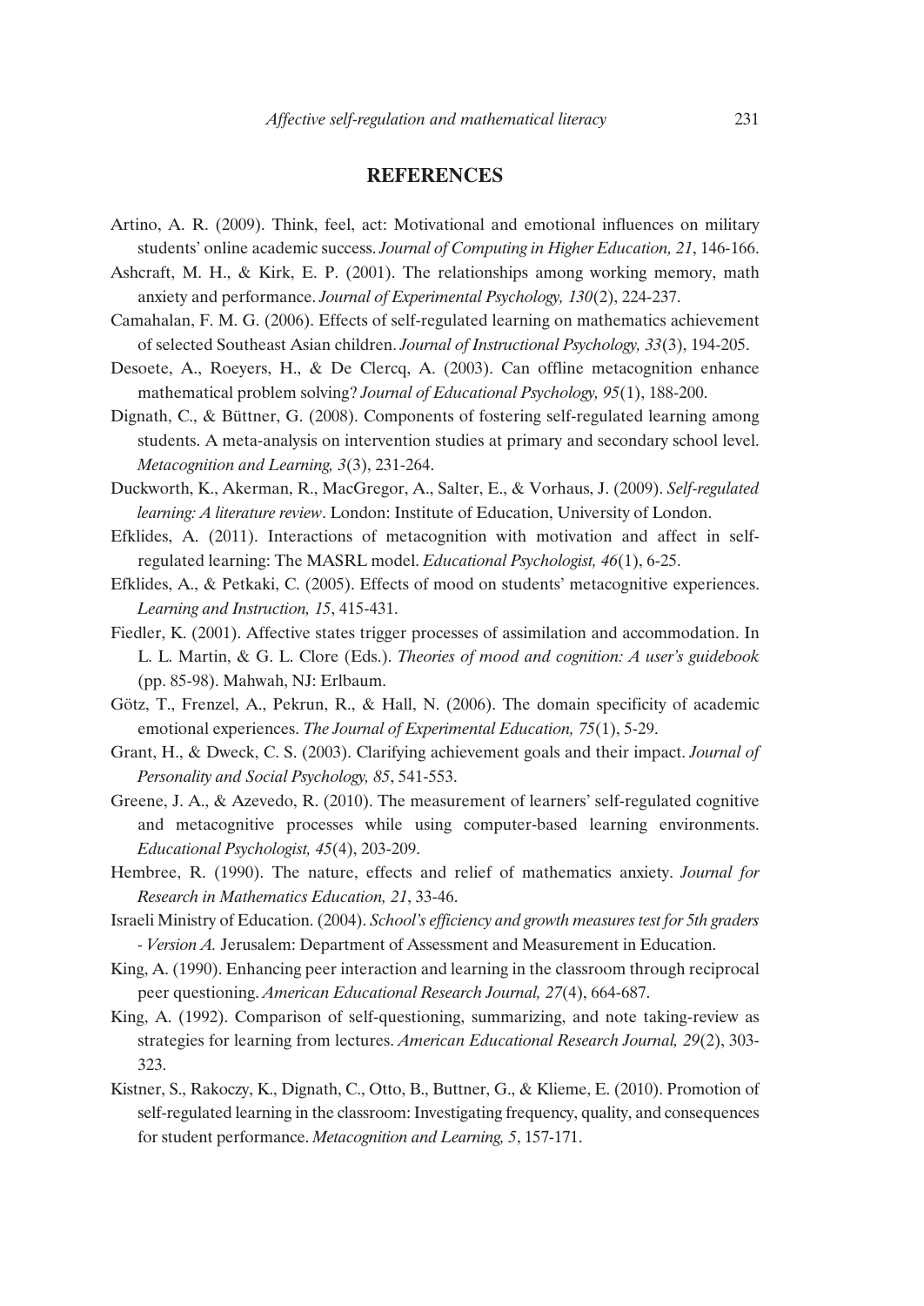## REFERENCES

Artino, A. R. (2009). Think, feel, act: Motivational and emotional influences on military students' online academic success. *Journal of Computing in Higher Education, 21*, 146-166.

Ashcraft, M. H., & Kirk, E. P. (2001). The relationships among working memory, math anxiety and performance. *Journal of Experimental Psychology, 130*(2), 224-237.

Camahalan, F. M. G. (2006). Effects of self-regulated learning on mathematics achievement of selected Southeast Asian children. *Journal of Instructional Psychology, 33*(3), 194-205.

Desoete, A., Roeyers, H., & De Clercq, A. (2003). Can offline metacognition enhance mathematical problem solving? *Journal of Educational Psychology, 95*(1), 188-200.

Dignath, C., & Büttner, G. (2008). Components of fostering self-regulated learning among students. A meta-analysis on intervention studies at primary and secondary school level. *Metacognition and Learning, 3*(3), 231-264.

Duckworth, K., Akerman, R., MacGregor, A., Salter, E., & Vorhaus, J. (2009). *Self-regulated learning: A literature review*. London: Institute of Education, University of London.

Efklides, A. (2011). Interactions of metacognition with motivation and affect in self-regulated learning: The MASRL model. *Educational Psychologist, 46*(1), 6-25.

Efklides, A., & Petkaki, C. (2005). Effects of mood on students' metacognitive experiences. *Learning and Instruction, 15*, 415-431.

Fiedler, K. (2001). Affective states trigger processes of assimilation and accommodation. In L. L. Martin, & G. L. Clore (Eds.). *Theories of mood and cognition: A user's guidebook* (pp. 85-98). Mahwah, NJ: Erlbaum.

Götz, T., Frenzel, A., Pekrun, R., & Hall, N. (2006). The domain specificity of academic emotional experiences. *The Journal of Experimental Education, 75*(1), 5-29.

Grant, H., & Dweck, C. S. (2003). Clarifying achievement goals and their impact. *Journal of Personality and Social Psychology, 85*, 541-553.

Greene, J. A., & Azevedo, R. (2010). The measurement of learners' self-regulated cognitive and metacognitive processes while using computer-based learning environments. *Educational Psychologist, 45*(4), 203-209.

Hembree, R. (1990). The nature, effects and relief of mathematics anxiety. *Journal for Research in Mathematics Education, 21*, 33-46.

Israeli Ministry of Education. (2004). *School's efficiency and growth measures test for 5th graders - Version A.* Jerusalem: Department of Assessment and Measurement in Education.

King, A. (1990). Enhancing peer interaction and learning in the classroom through reciprocal peer questioning. *American Educational Research Journal, 27*(4), 664-687.

King, A. (1992). Comparison of self-questioning, summarizing, and note taking-review as strategies for learning from lectures. *American Educational Research Journal, 29*(2), 303-323.

Kistner, S., Rakoczy, K., Dignath, C., Otto, B., Buttner, G., & Klieme, E. (2010). Promotion of self-regulated learning in the classroom: Investigating frequency, quality, and consequences for student performance. *Metacognition and Learning, 5*, 157-171.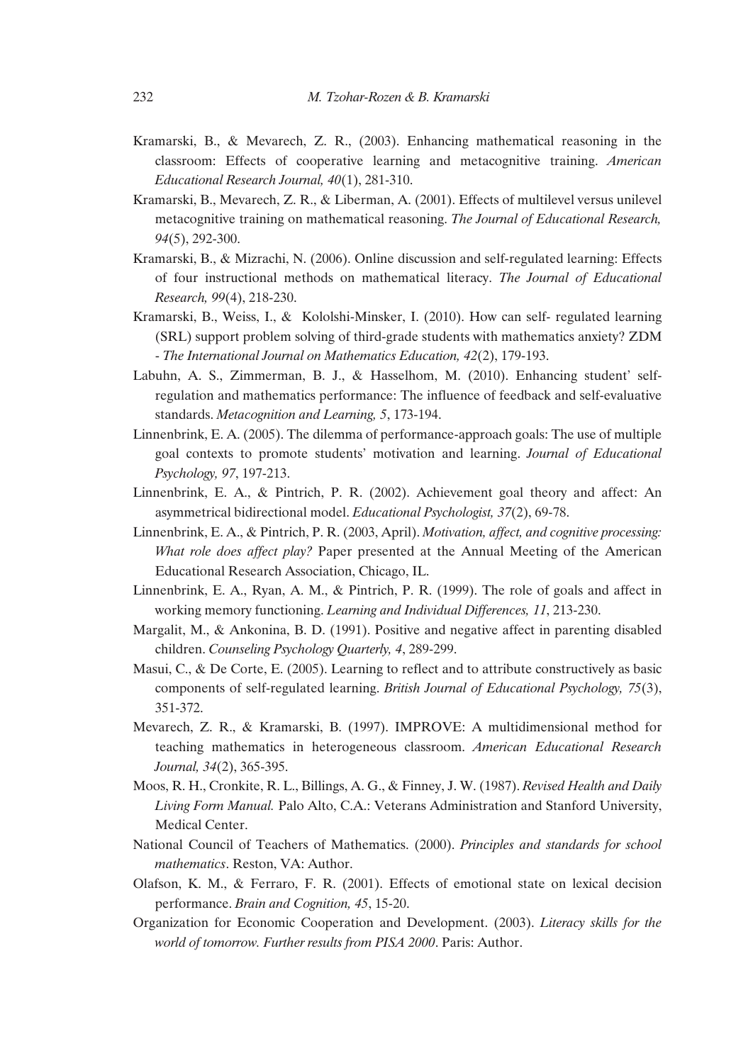Kramarski, B., & Mevarech, Z. R., (2003). Enhancing mathematical reasoning in the classroom: Effects of cooperative learning and metacognitive training. *American Educational Research Journal, 40*(1), 281-310.

Kramarski, B., Mevarech, Z. R., & Liberman, A. (2001). Effects of multilevel versus unilevel metacognitive training on mathematical reasoning. *The Journal of Educational Research, 94*(5), 292-300.

Kramarski, B., & Mizrachi, N. (2006). Online discussion and self-regulated learning: Effects of four instructional methods on mathematical literacy. *The Journal of Educational Research, 99*(4), 218-230.

Kramarski, B., Weiss, I., & Kololshi-Minsker, I. (2010). How can self- regulated learning (SRL) support problem solving of third-grade students with mathematics anxiety? ZDM - *The International Journal on Mathematics Education, 42*(2), 179-193.

Labuhn, A. S., Zimmerman, B. J., & Hasselhom, M. (2010). Enhancing student' self-regulation and mathematics performance: The influence of feedback and self-evaluative standards. *Metacognition and Learning, 5*, 173-194.

Linnenbrink, E. A. (2005). The dilemma of performance-approach goals: The use of multiple goal contexts to promote students' motivation and learning. *Journal of Educational Psychology, 97*, 197-213.

Linnenbrink, E. A., & Pintrich, P. R. (2002). Achievement goal theory and affect: An asymmetrical bidirectional model. *Educational Psychologist, 37*(2), 69-78.

Linnenbrink, E. A., & Pintrich, P. R. (2003, April). *Motivation, affect, and cognitive processing: What role does affect play?* Paper presented at the Annual Meeting of the American Educational Research Association, Chicago, IL.

Linnenbrink, E. A., Ryan, A. M., & Pintrich, P. R. (1999). The role of goals and affect in working memory functioning. *Learning and Individual Differences, 11*, 213-230.

Margalit, M., & Ankonina, B. D. (1991). Positive and negative affect in parenting disabled children. *Counseling Psychology Quarterly, 4*, 289-299.

Masui, C., & De Corte, E. (2005). Learning to reflect and to attribute constructively as basic components of self-regulated learning. *British Journal of Educational Psychology, 75*(3), 351-372.

Mevarech, Z. R., & Kramarski, B. (1997). IMPROVE: A multidimensional method for teaching mathematics in heterogeneous classroom. *American Educational Research Journal, 34*(2), 365-395.

Moos, R. H., Cronkite, R. L., Billings, A. G., & Finney, J. W. (1987). *Revised Health and Daily Living Form Manual.* Palo Alto, C.A.: Veterans Administration and Stanford University, Medical Center.

National Council of Teachers of Mathematics. (2000). *Principles and standards for school mathematics*. Reston, VA: Author.

Olafson, K. M., & Ferraro, F. R. (2001). Effects of emotional state on lexical decision performance. *Brain and Cognition, 45*, 15-20.

Organization for Economic Cooperation and Development. (2003). *Literacy skills for the world of tomorrow. Further results from PISA 2000*. Paris: Author.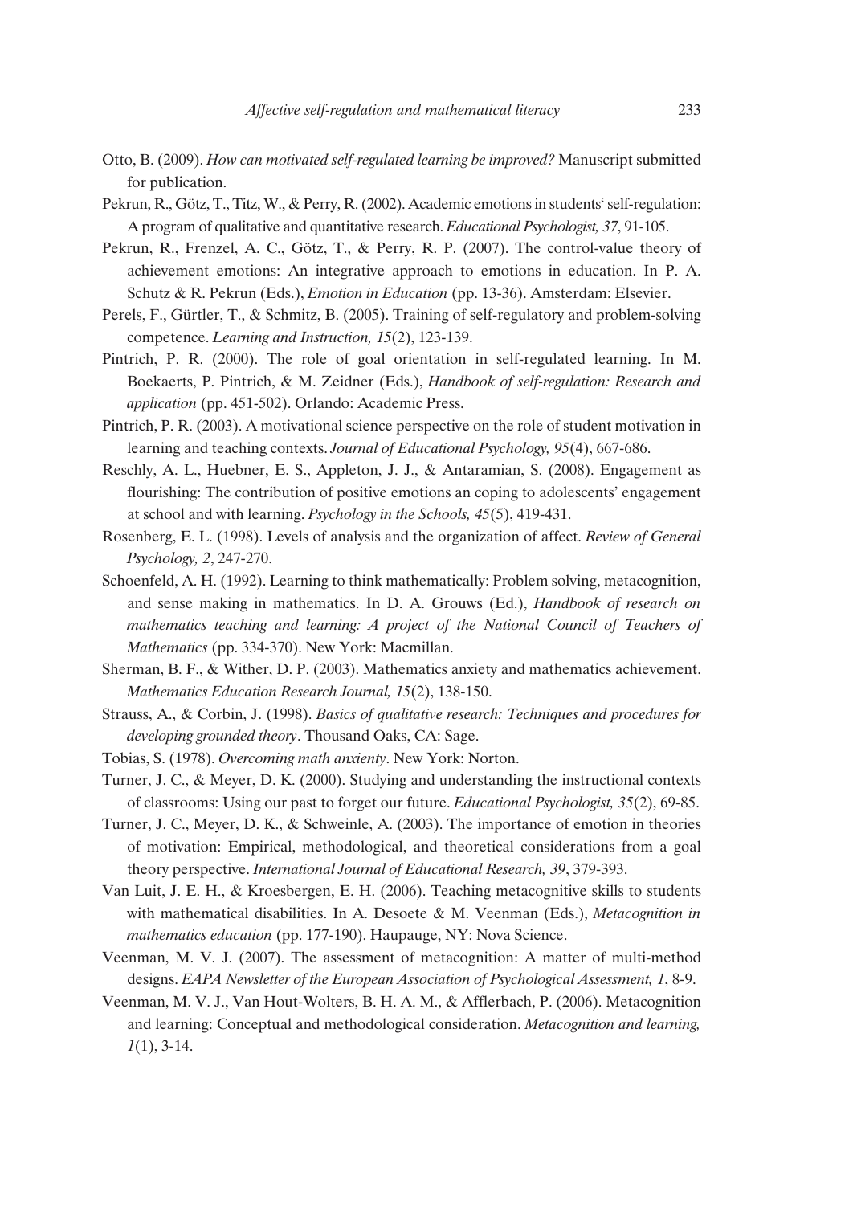Otto, B. (2009). *How can motivated self-regulated learning be improved?* Manuscript submitted for publication.

Pekrun, R., Götz, T., Titz, W., & Perry, R. (2002). Academic emotions in students' self-regulation: A program of qualitative and quantitative research. *Educational Psychologist, 37*, 91-105.

Pekrun, R., Frenzel, A. C., Götz, T., & Perry, R. P. (2007). The control-value theory of achievement emotions: An integrative approach to emotions in education. In P. A. Schutz & R. Pekrun (Eds.), *Emotion in Education* (pp. 13-36). Amsterdam: Elsevier.

Perels, F., Gürtler, T., & Schmitz, B. (2005). Training of self-regulatory and problem-solving competence. *Learning and Instruction, 15*(2), 123-139.

Pintrich, P. R. (2000). The role of goal orientation in self-regulated learning. In M. Boekaerts, P. Pintrich, & M. Zeidner (Eds.), *Handbook of self-regulation: Research and application* (pp. 451-502). Orlando: Academic Press.

Pintrich, P. R. (2003). A motivational science perspective on the role of student motivation in learning and teaching contexts. *Journal of Educational Psychology, 95*(4), 667-686.

Reschly, A. L., Huebner, E. S., Appleton, J. J., & Antaramian, S. (2008). Engagement as flourishing: The contribution of positive emotions an coping to adolescents' engagement at school and with learning. *Psychology in the Schools, 45*(5), 419-431.

Rosenberg, E. L. (1998). Levels of analysis and the organization of affect. *Review of General Psychology, 2*, 247-270.

Schoenfeld, A. H. (1992). Learning to think mathematically: Problem solving, metacognition, and sense making in mathematics. In D. A. Grouws (Ed.), *Handbook of research on mathematics teaching and learning: A project of the National Council of Teachers of Mathematics* (pp. 334-370). New York: Macmillan.

Sherman, B. F., & Wither, D. P. (2003). Mathematics anxiety and mathematics achievement. *Mathematics Education Research Journal, 15*(2), 138-150.

Strauss, A., & Corbin, J. (1998). *Basics of qualitative research: Techniques and procedures for developing grounded theory*. Thousand Oaks, CA: Sage.

Tobias, S. (1978). *Overcoming math anxienty*. New York: Norton.

Turner, J. C., & Meyer, D. K. (2000). Studying and understanding the instructional contexts of classrooms: Using our past to forget our future. *Educational Psychologist, 35*(2), 69-85.

Turner, J. C., Meyer, D. K., & Schweinle, A. (2003). The importance of emotion in theories of motivation: Empirical, methodological, and theoretical considerations from a goal theory perspective. *International Journal of Educational Research, 39*, 379-393.

Van Luit, J. E. H., & Kroesbergen, E. H. (2006). Teaching metacognitive skills to students with mathematical disabilities. In A. Desoete & M. Veenman (Eds.), *Metacognition in mathematics education* (pp. 177-190). Haupauge, NY: Nova Science.

Veenman, M. V. J. (2007). The assessment of metacognition: A matter of multi-method designs. *EAPA Newsletter of the European Association of Psychological Assessment, 1*, 8-9.

Veenman, M. V. J., Van Hout-Wolters, B. H. A. M., & Afflerbach, P. (2006). Metacognition and learning: Conceptual and methodological consideration. *Metacognition and learning, 1*(1), 3-14.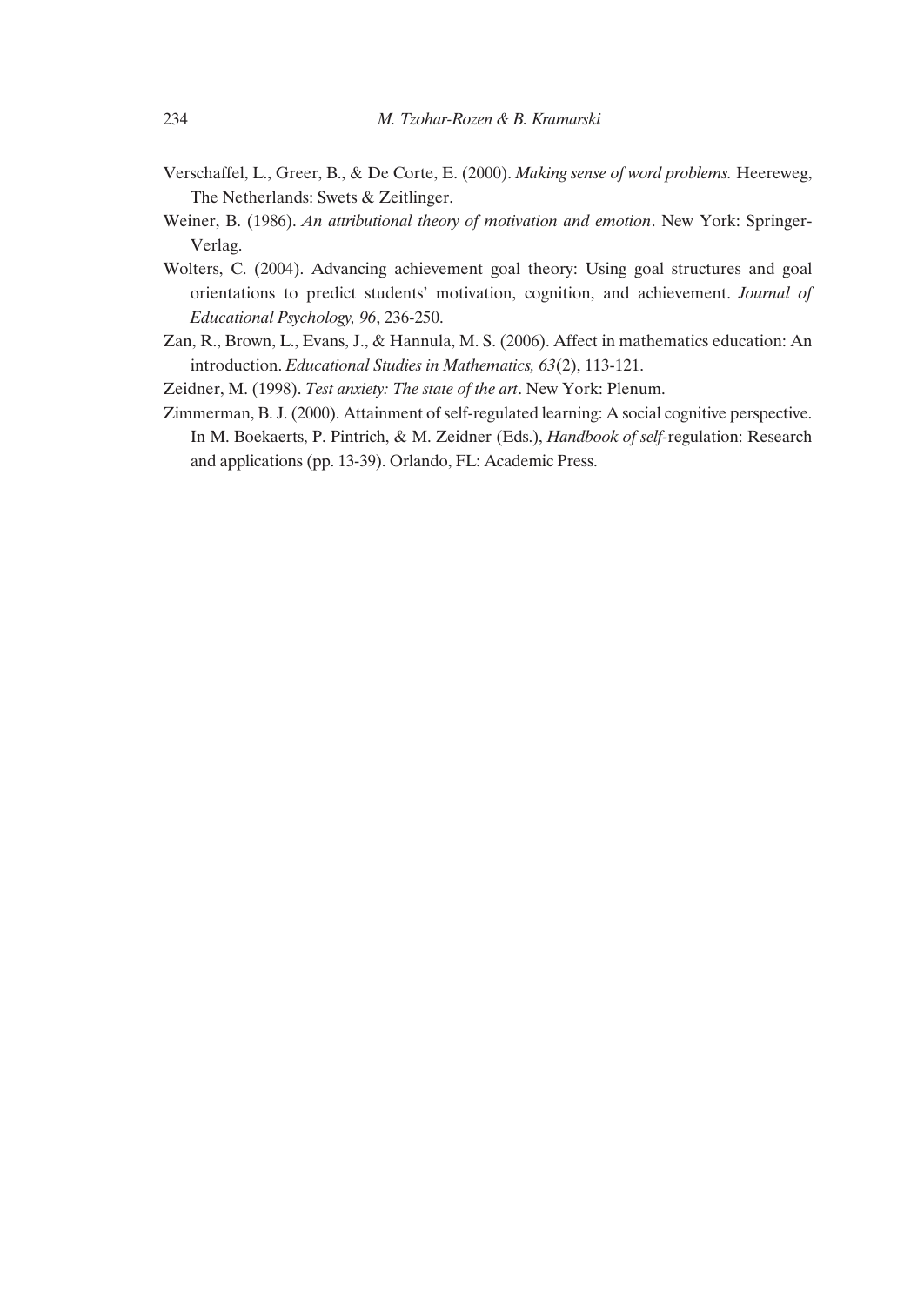Verschaffel, L., Greer, B., & De Corte, E. (2000). *Making sense of word problems.* Heereweg, The Netherlands: Swets & Zeitlinger.

Weiner, B. (1986). *An attributional theory of motivation and emotion*. New York: Springer-Verlag.

Wolters, C. (2004). Advancing achievement goal theory: Using goal structures and goal orientations to predict students' motivation, cognition, and achievement. *Journal of Educational Psychology, 96*, 236-250.

Zan, R., Brown, L., Evans, J., & Hannula, M. S. (2006). Affect in mathematics education: An introduction. *Educational Studies in Mathematics, 63*(2), 113-121.

Zeidner, M. (1998). *Test anxiety: The state of the art*. New York: Plenum.

Zimmerman, B. J. (2000). Attainment of self-regulated learning: A social cognitive perspective. In M. Boekaerts, P. Pintrich, & M. Zeidner (Eds.), *Handbook of self*-regulation: Research and applications (pp. 13-39). Orlando, FL: Academic Press.